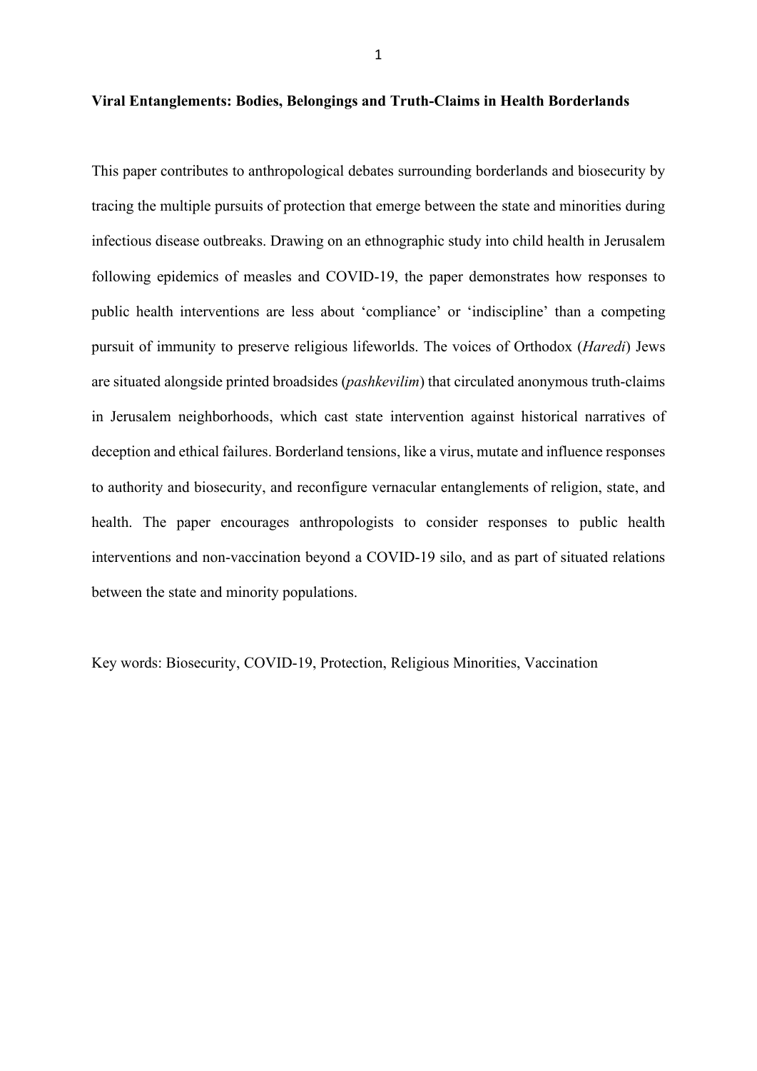# Viral Entanglements: Bodies, Belongings and Truth-Claims in Health Borderlands

This paper contributes to anthropological debates surrounding borderlands and biosecurity by tracing the multiple pursuits of protection that emerge between the state and minorities during infectious disease outbreaks. Drawing on an ethnographic study into child health in Jerusalem following epidemics of measles and COVID-19, the paper demonstrates how responses to public health interventions are less about 'compliance' or 'indiscipline' than a competing pursuit of immunity to preserve religious lifeworlds. The voices of Orthodox (*Haredi*) Jews are situated alongside printed broadsides (*pashkevilim*) that circulated anonymous truth-claims in Jerusalem neighborhoods, which cast state intervention against historical narratives of deception and ethical failures. Borderland tensions, like a virus, mutate and influence responses to authority and biosecurity, and reconfigure vernacular entanglements of religion, state, and health. The paper encourages anthropologists to consider responses to public health interventions and non-vaccination beyond a COVID-19 silo, and as part of situated relations between the state and minority populations.

Key words: Biosecurity, COVID-19, Protection, Religious Minorities, Vaccination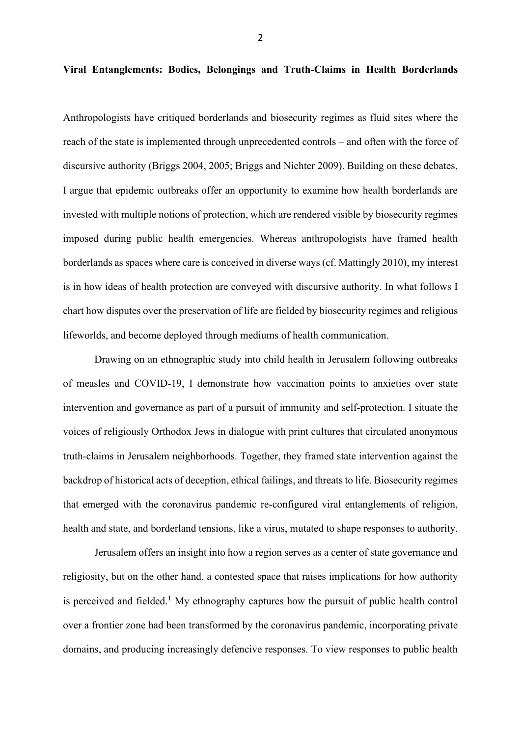**Viral Entanglements: Bodies, Belongings and Truth-Claims in Health Borderlands**

Anthropologists have critiqued borderlands and biosecurity regimes as fluid sites where the reach of the state is implemented through unprecedented controls – and often with the force of discursive authority (Briggs 2004, 2005; Briggs and Nichter 2009). Building on these debates, I argue that epidemic outbreaks offer an opportunity to examine how health borderlands are invested with multiple notions of protection, which are rendered visible by biosecurity regimes imposed during public health emergencies. Whereas anthropologists have framed health borderlands as spaces where care is conceived in diverse ways (cf. Mattingly 2010), my interest is in how ideas of health protection are conveyed with discursive authority. In what follows I chart how disputes over the preservation of life are fielded by biosecurity regimes and religious lifeworlds, and become deployed through mediums of health communication.

Drawing on an ethnographic study into child health in Jerusalem following outbreaks of measles and COVID-19, I demonstrate how vaccination points to anxieties over state intervention and governance as part of a pursuit of immunity and self-protection. I situate the voices of religiously Orthodox Jews in dialogue with print cultures that circulated anonymous truth-claims in Jerusalem neighborhoods. Together, they framed state intervention against the backdrop of historical acts of deception, ethical failings, and threats to life. Biosecurity regimes that emerged with the coronavirus pandemic re-configured viral entanglements of religion, health and state, and borderland tensions, like a virus, mutated to shape responses to authority.

Jerusalem offers an insight into how a region serves as a center of state governance and religiosity, but on the other hand, a contested space that raises implications for how authority is perceived and fielded.[1] My ethnography captures how the pursuit of public health control over a frontier zone had been transformed by the coronavirus pandemic, incorporating private domains, and producing increasingly defencive responses. To view responses to public health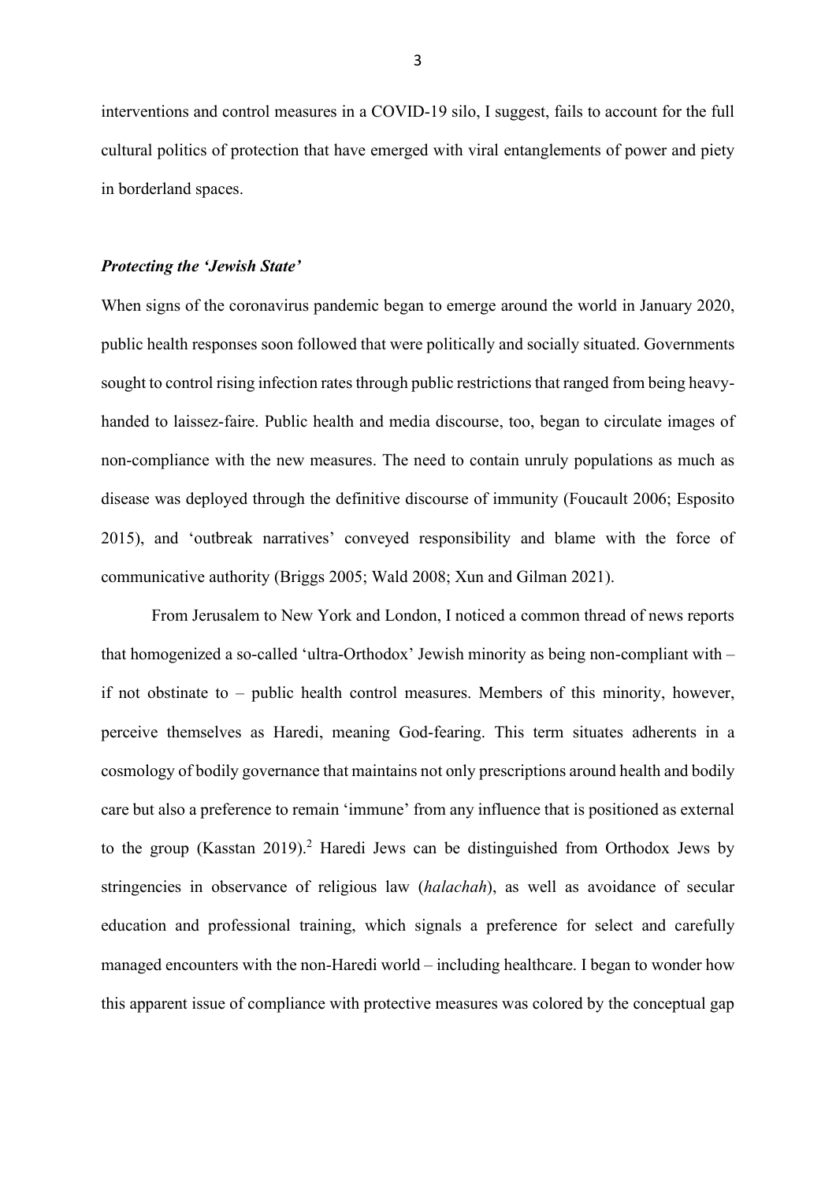interventions and control measures in a COVID-19 silo, I suggest, fails to account for the full cultural politics of protection that have emerged with viral entanglements of power and piety in borderland spaces.

### *Protecting the 'Jewish State'*

When signs of the coronavirus pandemic began to emerge around the world in January 2020, public health responses soon followed that were politically and socially situated. Governments sought to control rising infection rates through public restrictions that ranged from being heavy-handed to laissez-faire. Public health and media discourse, too, began to circulate images of non-compliance with the new measures. The need to contain unruly populations as much as disease was deployed through the definitive discourse of immunity (Foucault 2006; Esposito 2015), and 'outbreak narratives' conveyed responsibility and blame with the force of communicative authority (Briggs 2005; Wald 2008; Xun and Gilman 2021).

From Jerusalem to New York and London, I noticed a common thread of news reports that homogenized a so-called 'ultra-Orthodox' Jewish minority as being non-compliant with – if not obstinate to – public health control measures. Members of this minority, however, perceive themselves as Haredi, meaning God-fearing. This term situates adherents in a cosmology of bodily governance that maintains not only prescriptions around health and bodily care but also a preference to remain 'immune' from any influence that is positioned as external to the group (Kasstan 2019).[2] Haredi Jews can be distinguished from Orthodox Jews by stringencies in observance of religious law (*halachah*), as well as avoidance of secular education and professional training, which signals a preference for select and carefully managed encounters with the non-Haredi world – including healthcare. I began to wonder how this apparent issue of compliance with protective measures was colored by the conceptual gap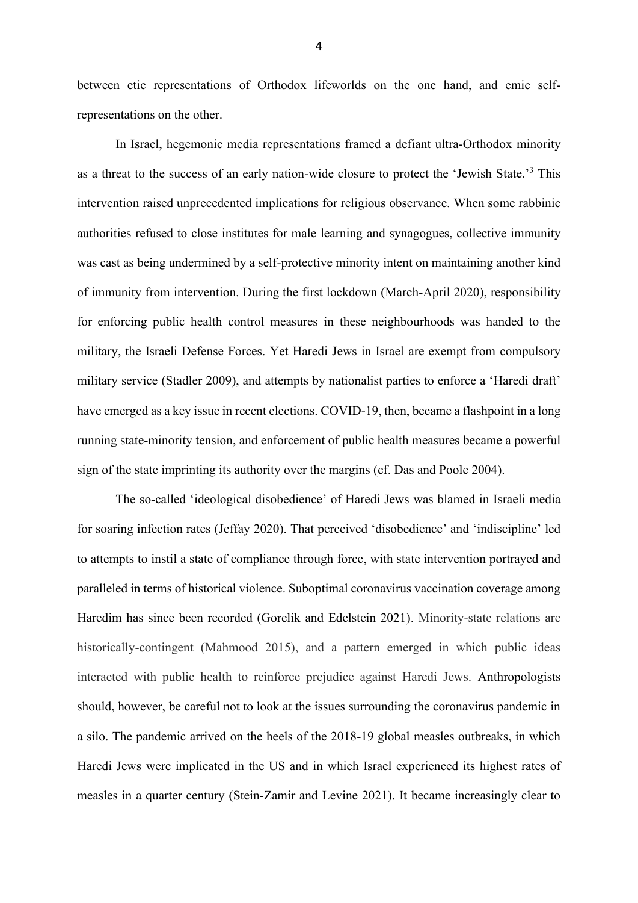between etic representations of Orthodox lifeworlds on the one hand, and emic self-representations on the other.

In Israel, hegemonic media representations framed a defiant ultra-Orthodox minority as a threat to the success of an early nation-wide closure to protect the 'Jewish State.'[3] This intervention raised unprecedented implications for religious observance. When some rabbinic authorities refused to close institutes for male learning and synagogues, collective immunity was cast as being undermined by a self-protective minority intent on maintaining another kind of immunity from intervention. During the first lockdown (March-April 2020), responsibility for enforcing public health control measures in these neighbourhoods was handed to the military, the Israeli Defense Forces. Yet Haredi Jews in Israel are exempt from compulsory military service (Stadler 2009), and attempts by nationalist parties to enforce a 'Haredi draft' have emerged as a key issue in recent elections. COVID-19, then, became a flashpoint in a long running state-minority tension, and enforcement of public health measures became a powerful sign of the state imprinting its authority over the margins (cf. Das and Poole 2004).

The so-called 'ideological disobedience' of Haredi Jews was blamed in Israeli media for soaring infection rates (Jeffay 2020). That perceived 'disobedience' and 'indiscipline' led to attempts to instil a state of compliance through force, with state intervention portrayed and paralleled in terms of historical violence. Suboptimal coronavirus vaccination coverage among Haredim has since been recorded (Gorelik and Edelstein 2021). Minority-state relations are historically-contingent (Mahmood 2015), and a pattern emerged in which public ideas interacted with public health to reinforce prejudice against Haredi Jews. Anthropologists should, however, be careful not to look at the issues surrounding the coronavirus pandemic in a silo. The pandemic arrived on the heels of the 2018-19 global measles outbreaks, in which Haredi Jews were implicated in the US and in which Israel experienced its highest rates of measles in a quarter century (Stein-Zamir and Levine 2021). It became increasingly clear to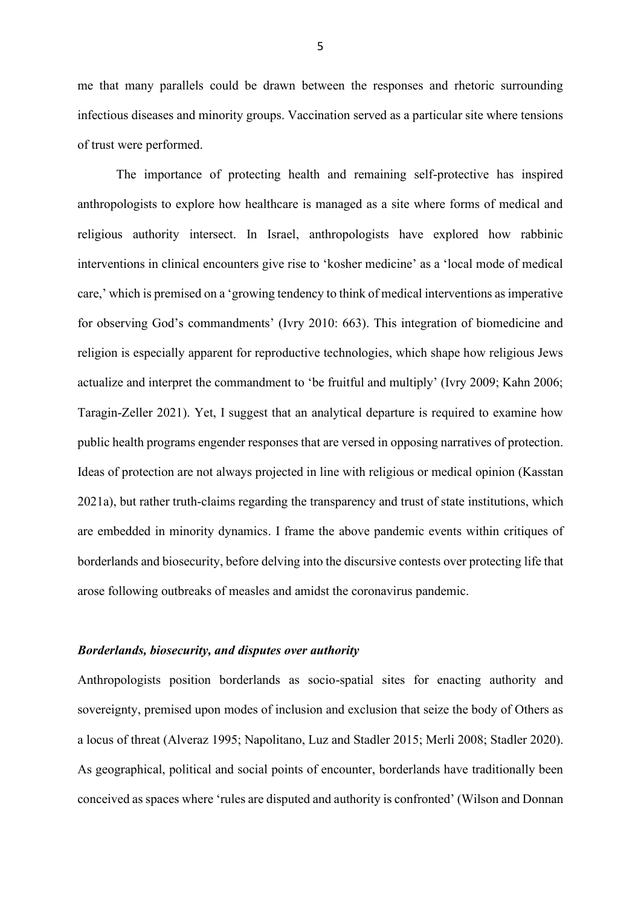me that many parallels could be drawn between the responses and rhetoric surrounding infectious diseases and minority groups. Vaccination served as a particular site where tensions of trust were performed.

The importance of protecting health and remaining self-protective has inspired anthropologists to explore how healthcare is managed as a site where forms of medical and religious authority intersect. In Israel, anthropologists have explored how rabbinic interventions in clinical encounters give rise to 'kosher medicine' as a 'local mode of medical care,' which is premised on a 'growing tendency to think of medical interventions as imperative for observing God's commandments' (Ivry 2010: 663). This integration of biomedicine and religion is especially apparent for reproductive technologies, which shape how religious Jews actualize and interpret the commandment to 'be fruitful and multiply' (Ivry 2009; Kahn 2006; Taragin-Zeller 2021). Yet, I suggest that an analytical departure is required to examine how public health programs engender responses that are versed in opposing narratives of protection. Ideas of protection are not always projected in line with religious or medical opinion (Kasstan 2021a), but rather truth-claims regarding the transparency and trust of state institutions, which are embedded in minority dynamics. I frame the above pandemic events within critiques of borderlands and biosecurity, before delving into the discursive contests over protecting life that arose following outbreaks of measles and amidst the coronavirus pandemic.

### ***Borderlands, biosecurity, and disputes over authority***

Anthropologists position borderlands as socio-spatial sites for enacting authority and sovereignty, premised upon modes of inclusion and exclusion that seize the body of Others as a locus of threat (Alveraz 1995; Napolitano, Luz and Stadler 2015; Merli 2008; Stadler 2020). As geographical, political and social points of encounter, borderlands have traditionally been conceived as spaces where 'rules are disputed and authority is confronted' (Wilson and Donnan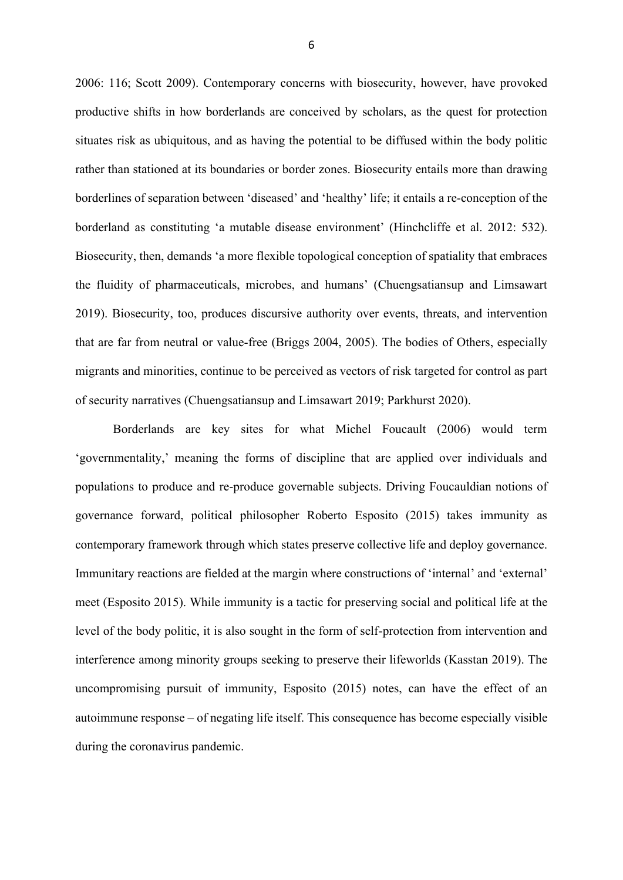2006: 116; Scott 2009). Contemporary concerns with biosecurity, however, have provoked productive shifts in how borderlands are conceived by scholars, as the quest for protection situates risk as ubiquitous, and as having the potential to be diffused within the body politic rather than stationed at its boundaries or border zones. Biosecurity entails more than drawing borderlines of separation between 'diseased' and 'healthy' life; it entails a re-conception of the borderland as constituting 'a mutable disease environment' (Hinchcliffe et al. 2012: 532). Biosecurity, then, demands 'a more flexible topological conception of spatiality that embraces the fluidity of pharmaceuticals, microbes, and humans' (Chuengsatiansup and Limsawart 2019). Biosecurity, too, produces discursive authority over events, threats, and intervention that are far from neutral or value-free (Briggs 2004, 2005). The bodies of Others, especially migrants and minorities, continue to be perceived as vectors of risk targeted for control as part of security narratives (Chuengsatiansup and Limsawart 2019; Parkhurst 2020).

Borderlands are key sites for what Michel Foucault (2006) would term 'governmentality,' meaning the forms of discipline that are applied over individuals and populations to produce and re-produce governable subjects. Driving Foucauldian notions of governance forward, political philosopher Roberto Esposito (2015) takes immunity as contemporary framework through which states preserve collective life and deploy governance. Immunitary reactions are fielded at the margin where constructions of 'internal' and 'external' meet (Esposito 2015). While immunity is a tactic for preserving social and political life at the level of the body politic, it is also sought in the form of self-protection from intervention and interference among minority groups seeking to preserve their lifeworlds (Kasstan 2019). The uncompromising pursuit of immunity, Esposito (2015) notes, can have the effect of an autoimmune response – of negating life itself. This consequence has become especially visible during the coronavirus pandemic.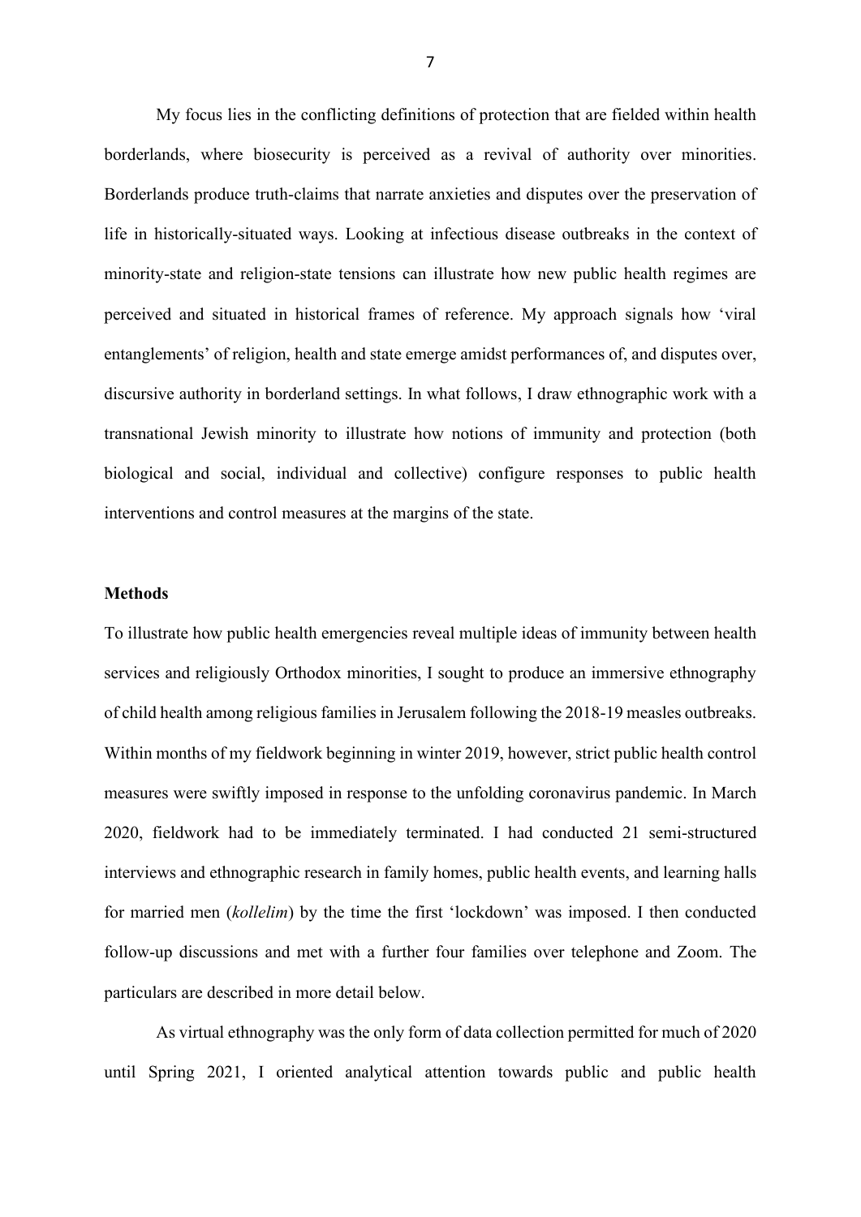My focus lies in the conflicting definitions of protection that are fielded within health borderlands, where biosecurity is perceived as a revival of authority over minorities. Borderlands produce truth-claims that narrate anxieties and disputes over the preservation of life in historically-situated ways. Looking at infectious disease outbreaks in the context of minority-state and religion-state tensions can illustrate how new public health regimes are perceived and situated in historical frames of reference. My approach signals how 'viral entanglements' of religion, health and state emerge amidst performances of, and disputes over, discursive authority in borderland settings. In what follows, I draw ethnographic work with a transnational Jewish minority to illustrate how notions of immunity and protection (both biological and social, individual and collective) configure responses to public health interventions and control measures at the margins of the state.

**Methods**

To illustrate how public health emergencies reveal multiple ideas of immunity between health services and religiously Orthodox minorities, I sought to produce an immersive ethnography of child health among religious families in Jerusalem following the 2018-19 measles outbreaks. Within months of my fieldwork beginning in winter 2019, however, strict public health control measures were swiftly imposed in response to the unfolding coronavirus pandemic. In March 2020, fieldwork had to be immediately terminated. I had conducted 21 semi-structured interviews and ethnographic research in family homes, public health events, and learning halls for married men (*kollelim*) by the time the first 'lockdown' was imposed. I then conducted follow-up discussions and met with a further four families over telephone and Zoom. The particulars are described in more detail below.

As virtual ethnography was the only form of data collection permitted for much of 2020 until Spring 2021, I oriented analytical attention towards public and public health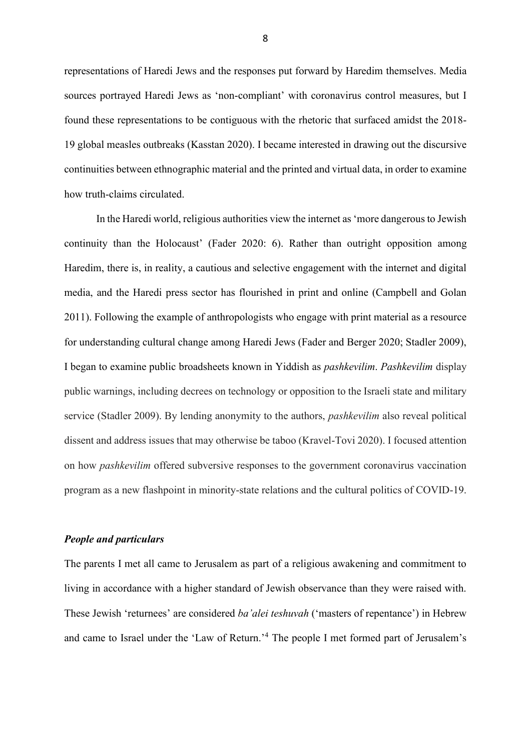representations of Haredi Jews and the responses put forward by Haredim themselves. Media sources portrayed Haredi Jews as 'non-compliant' with coronavirus control measures, but I found these representations to be contiguous with the rhetoric that surfaced amidst the 2018-19 global measles outbreaks (Kasstan 2020). I became interested in drawing out the discursive continuities between ethnographic material and the printed and virtual data, in order to examine how truth-claims circulated.

In the Haredi world, religious authorities view the internet as 'more dangerous to Jewish continuity than the Holocaust' (Fader 2020: 6). Rather than outright opposition among Haredim, there is, in reality, a cautious and selective engagement with the internet and digital media, and the Haredi press sector has flourished in print and online (Campbell and Golan 2011). Following the example of anthropologists who engage with print material as a resource for understanding cultural change among Haredi Jews (Fader and Berger 2020; Stadler 2009), I began to examine public broadsheets known in Yiddish as *pashkevilim*. *Pashkevilim* display public warnings, including decrees on technology or opposition to the Israeli state and military service (Stadler 2009). By lending anonymity to the authors, *pashkevilim* also reveal political dissent and address issues that may otherwise be taboo (Kravel-Tovi 2020). I focused attention on how *pashkevilim* offered subversive responses to the government coronavirus vaccination program as a new flashpoint in minority-state relations and the cultural politics of COVID-19.

### *People and particulars*

The parents I met all came to Jerusalem as part of a religious awakening and commitment to living in accordance with a higher standard of Jewish observance than they were raised with. These Jewish 'returnees' are considered *ba'alei teshuvah* ('masters of repentance') in Hebrew and came to Israel under the 'Law of Return.'[4] The people I met formed part of Jerusalem's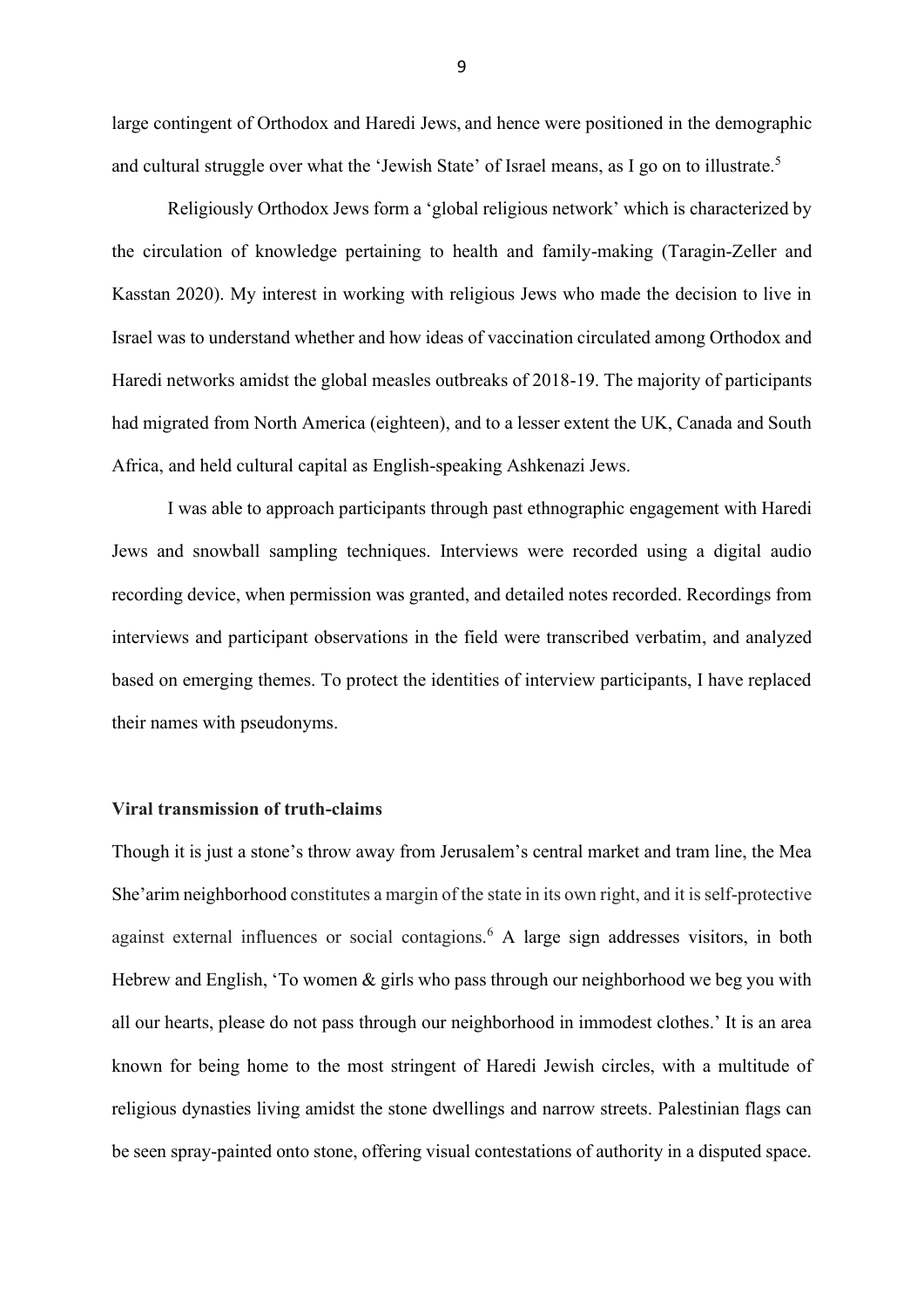large contingent of Orthodox and Haredi Jews, and hence were positioned in the demographic and cultural struggle over what the 'Jewish State' of Israel means, as I go on to illustrate.[5]

Religiously Orthodox Jews form a 'global religious network' which is characterized by the circulation of knowledge pertaining to health and family-making (Taragin-Zeller and Kasstan 2020). My interest in working with religious Jews who made the decision to live in Israel was to understand whether and how ideas of vaccination circulated among Orthodox and Haredi networks amidst the global measles outbreaks of 2018-19. The majority of participants had migrated from North America (eighteen), and to a lesser extent the UK, Canada and South Africa, and held cultural capital as English-speaking Ashkenazi Jews.

I was able to approach participants through past ethnographic engagement with Haredi Jews and snowball sampling techniques. Interviews were recorded using a digital audio recording device, when permission was granted, and detailed notes recorded. Recordings from interviews and participant observations in the field were transcribed verbatim, and analyzed based on emerging themes. To protect the identities of interview participants, I have replaced their names with pseudonyms.

**Viral transmission of truth-claims**

Though it is just a stone's throw away from Jerusalem's central market and tram line, the Mea She'arim neighborhood constitutes a margin of the state in its own right, and it is self-protective against external influences or social contagions.[6] A large sign addresses visitors, in both Hebrew and English, 'To women & girls who pass through our neighborhood we beg you with all our hearts, please do not pass through our neighborhood in immodest clothes.' It is an area known for being home to the most stringent of Haredi Jewish circles, with a multitude of religious dynasties living amidst the stone dwellings and narrow streets. Palestinian flags can be seen spray-painted onto stone, offering visual contestations of authority in a disputed space.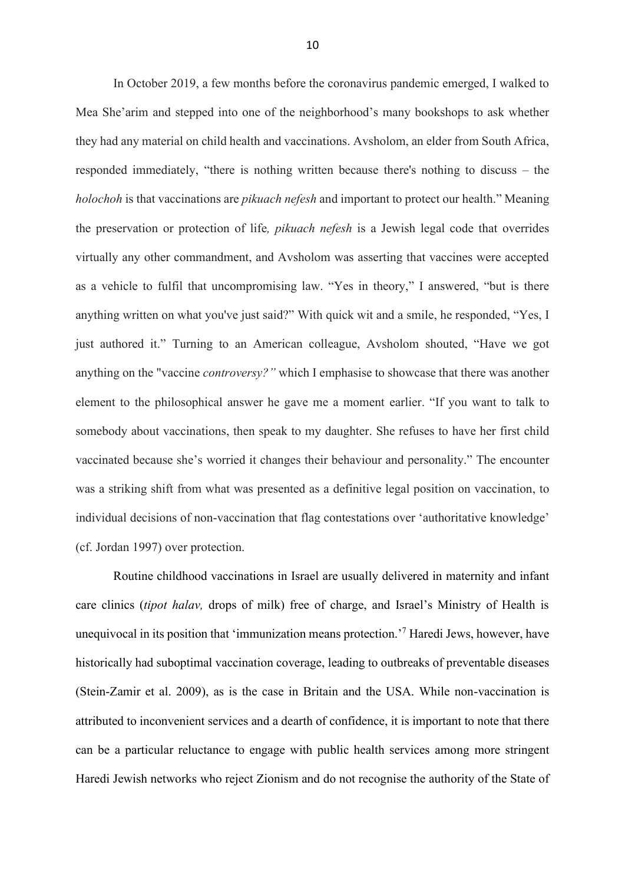In October 2019, a few months before the coronavirus pandemic emerged, I walked to Mea She'arim and stepped into one of the neighborhood's many bookshops to ask whether they had any material on child health and vaccinations. Avsholom, an elder from South Africa, responded immediately, "there is nothing written because there's nothing to discuss – the *holochoh* is that vaccinations are *pikuach nefesh* and important to protect our health." Meaning the preservation or protection of life*, pikuach nefesh* is a Jewish legal code that overrides virtually any other commandment, and Avsholom was asserting that vaccines were accepted as a vehicle to fulfil that uncompromising law. "Yes in theory," I answered, "but is there anything written on what you've just said?" With quick wit and a smile, he responded, "Yes, I just authored it." Turning to an American colleague, Avsholom shouted, "Have we got anything on the "vaccine *controversy?"* which I emphasise to showcase that there was another element to the philosophical answer he gave me a moment earlier. "If you want to talk to somebody about vaccinations, then speak to my daughter. She refuses to have her first child vaccinated because she's worried it changes their behaviour and personality." The encounter was a striking shift from what was presented as a definitive legal position on vaccination, to individual decisions of non-vaccination that flag contestations over 'authoritative knowledge' (cf. Jordan 1997) over protection.

Routine childhood vaccinations in Israel are usually delivered in maternity and infant care clinics (*tipot halav,* drops of milk) free of charge, and Israel's Ministry of Health is unequivocal in its position that 'immunization means protection.'[7] Haredi Jews, however, have historically had suboptimal vaccination coverage, leading to outbreaks of preventable diseases (Stein-Zamir et al. 2009), as is the case in Britain and the USA. While non-vaccination is attributed to inconvenient services and a dearth of confidence, it is important to note that there can be a particular reluctance to engage with public health services among more stringent Haredi Jewish networks who reject Zionism and do not recognise the authority of the State of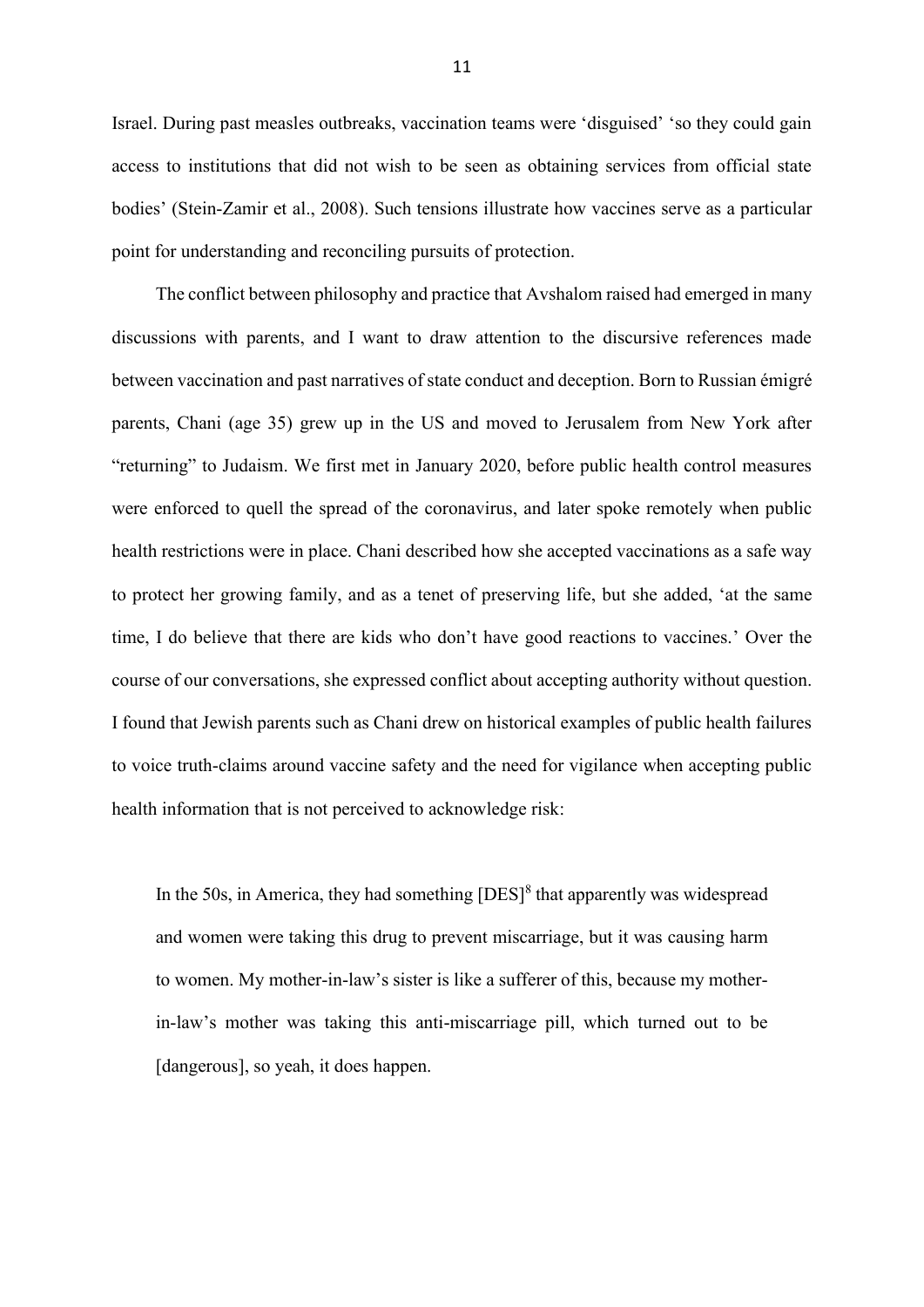Israel. During past measles outbreaks, vaccination teams were 'disguised' 'so they could gain access to institutions that did not wish to be seen as obtaining services from official state bodies' (Stein-Zamir et al., 2008). Such tensions illustrate how vaccines serve as a particular point for understanding and reconciling pursuits of protection.

The conflict between philosophy and practice that Avshalom raised had emerged in many discussions with parents, and I want to draw attention to the discursive references made between vaccination and past narratives of state conduct and deception. Born to Russian émigré parents, Chani (age 35) grew up in the US and moved to Jerusalem from New York after "returning" to Judaism. We first met in January 2020, before public health control measures were enforced to quell the spread of the coronavirus, and later spoke remotely when public health restrictions were in place. Chani described how she accepted vaccinations as a safe way to protect her growing family, and as a tenet of preserving life, but she added, 'at the same time, I do believe that there are kids who don't have good reactions to vaccines.' Over the course of our conversations, she expressed conflict about accepting authority without question. I found that Jewish parents such as Chani drew on historical examples of public health failures to voice truth-claims around vaccine safety and the need for vigilance when accepting public health information that is not perceived to acknowledge risk:

> In the 50s, in America, they had something [DES][8] that apparently was widespread and women were taking this drug to prevent miscarriage, but it was causing harm to women. My mother-in-law's sister is like a sufferer of this, because my mother-in-law's mother was taking this anti-miscarriage pill, which turned out to be [dangerous], so yeah, it does happen.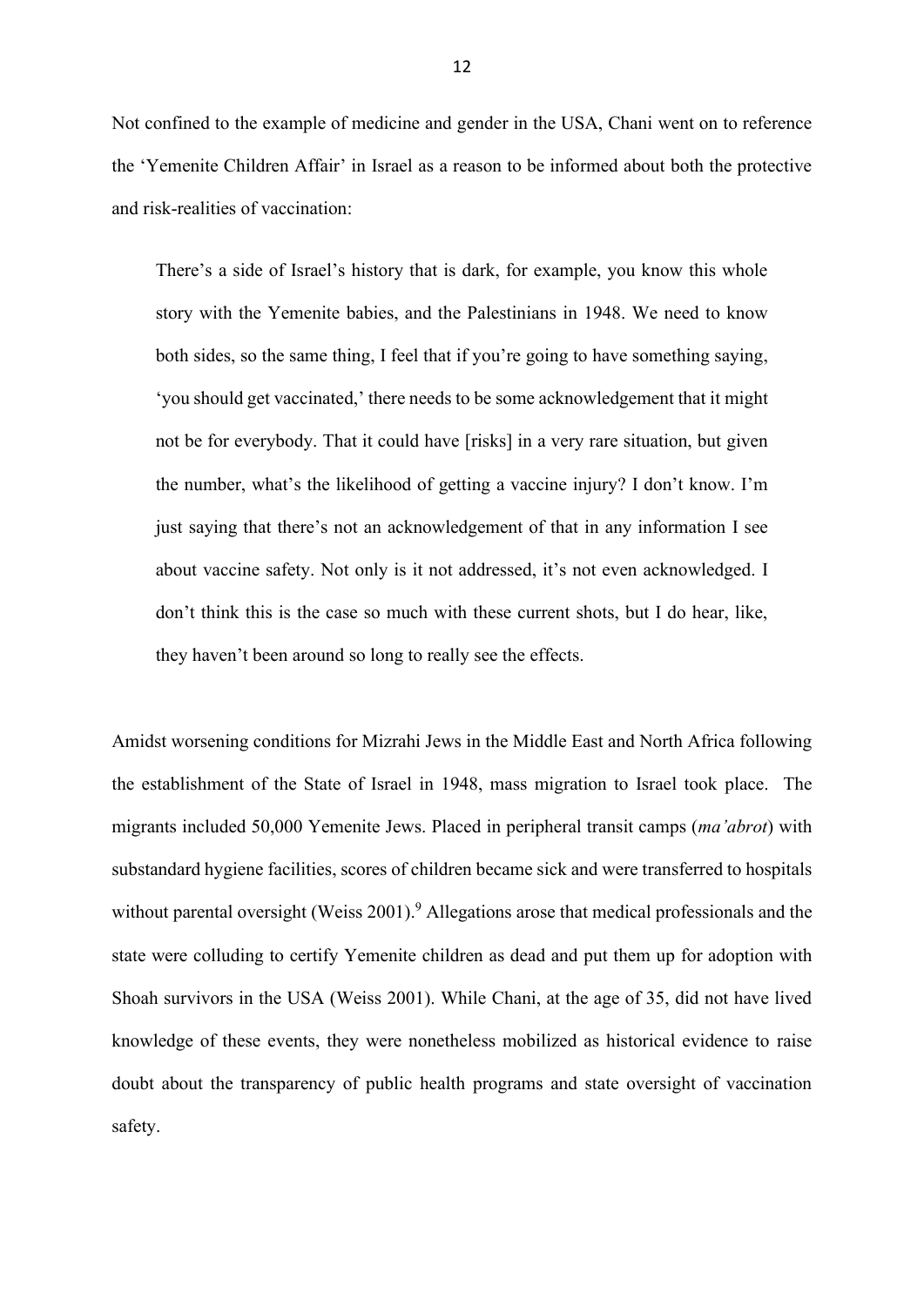Not confined to the example of medicine and gender in the USA, Chani went on to reference the 'Yemenite Children Affair' in Israel as a reason to be informed about both the protective and risk-realities of vaccination:

> There's a side of Israel's history that is dark, for example, you know this whole story with the Yemenite babies, and the Palestinians in 1948. We need to know both sides, so the same thing, I feel that if you're going to have something saying, 'you should get vaccinated,' there needs to be some acknowledgement that it might not be for everybody. That it could have [risks] in a very rare situation, but given the number, what's the likelihood of getting a vaccine injury? I don't know. I'm just saying that there's not an acknowledgement of that in any information I see about vaccine safety. Not only is it not addressed, it's not even acknowledged. I don't think this is the case so much with these current shots, but I do hear, like, they haven't been around so long to really see the effects.

Amidst worsening conditions for Mizrahi Jews in the Middle East and North Africa following the establishment of the State of Israel in 1948, mass migration to Israel took place. The migrants included 50,000 Yemenite Jews. Placed in peripheral transit camps (*ma'abrot*) with substandard hygiene facilities, scores of children became sick and were transferred to hospitals without parental oversight (Weiss 2001).[9] Allegations arose that medical professionals and the state were colluding to certify Yemenite children as dead and put them up for adoption with Shoah survivors in the USA (Weiss 2001). While Chani, at the age of 35, did not have lived knowledge of these events, they were nonetheless mobilized as historical evidence to raise doubt about the transparency of public health programs and state oversight of vaccination safety.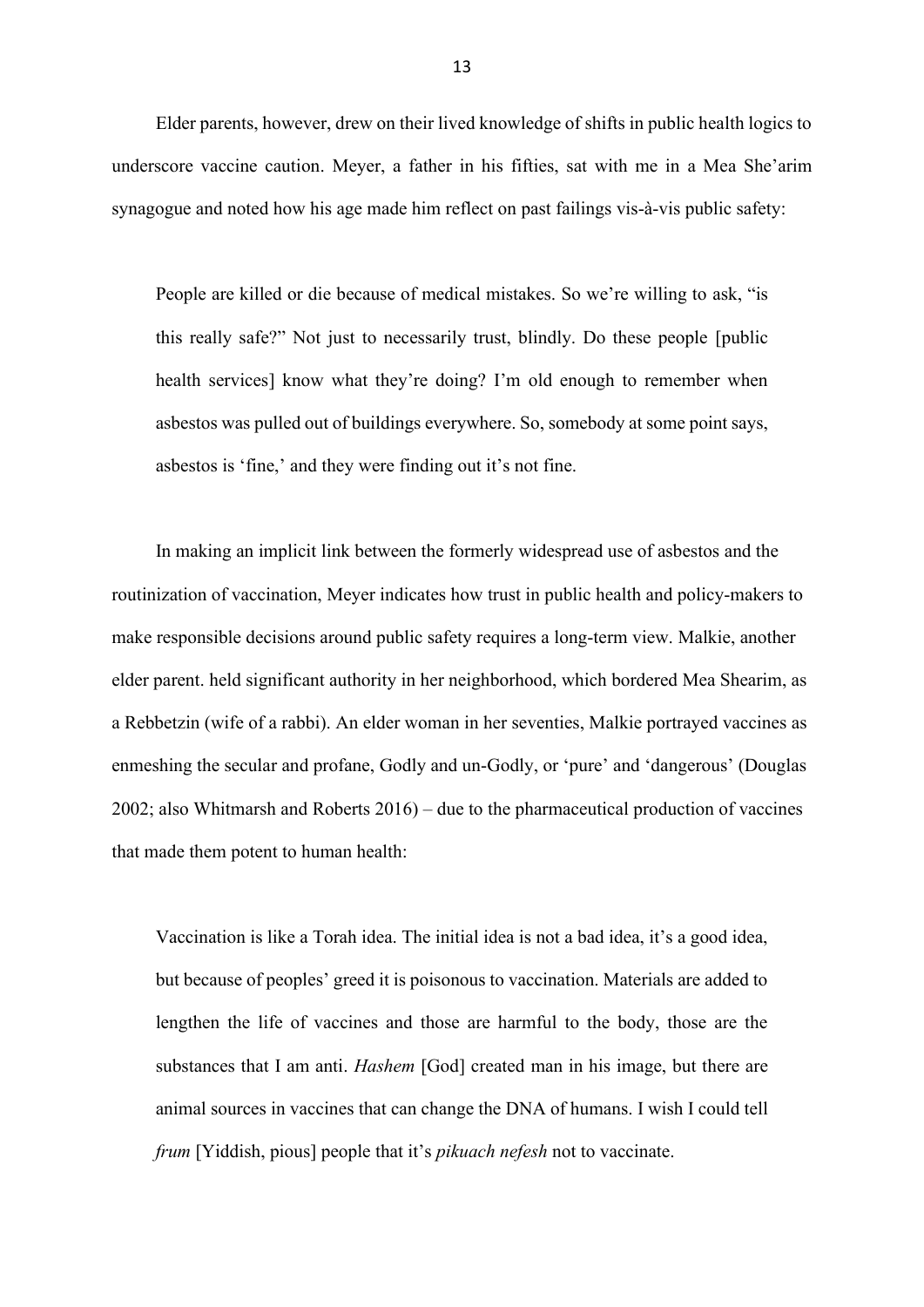Elder parents, however, drew on their lived knowledge of shifts in public health logics to underscore vaccine caution. Meyer, a father in his fifties, sat with me in a Mea She'arim synagogue and noted how his age made him reflect on past failings vis-à-vis public safety:

> People are killed or die because of medical mistakes. So we're willing to ask, "is this really safe?" Not just to necessarily trust, blindly. Do these people [public health services] know what they're doing? I'm old enough to remember when asbestos was pulled out of buildings everywhere. So, somebody at some point says, asbestos is 'fine,' and they were finding out it's not fine.

In making an implicit link between the formerly widespread use of asbestos and the routinization of vaccination, Meyer indicates how trust in public health and policy-makers to make responsible decisions around public safety requires a long-term view. Malkie, another elder parent. held significant authority in her neighborhood, which bordered Mea Shearim, as a Rebbetzin (wife of a rabbi). An elder woman in her seventies, Malkie portrayed vaccines as enmeshing the secular and profane, Godly and un-Godly, or 'pure' and 'dangerous' (Douglas 2002; also Whitmarsh and Roberts 2016) – due to the pharmaceutical production of vaccines that made them potent to human health:

> Vaccination is like a Torah idea. The initial idea is not a bad idea, it's a good idea, but because of peoples' greed it is poisonous to vaccination. Materials are added to lengthen the life of vaccines and those are harmful to the body, those are the substances that I am anti. *Hashem* [God] created man in his image, but there are animal sources in vaccines that can change the DNA of humans. I wish I could tell *frum* [Yiddish, pious] people that it's *pikuach nefesh* not to vaccinate.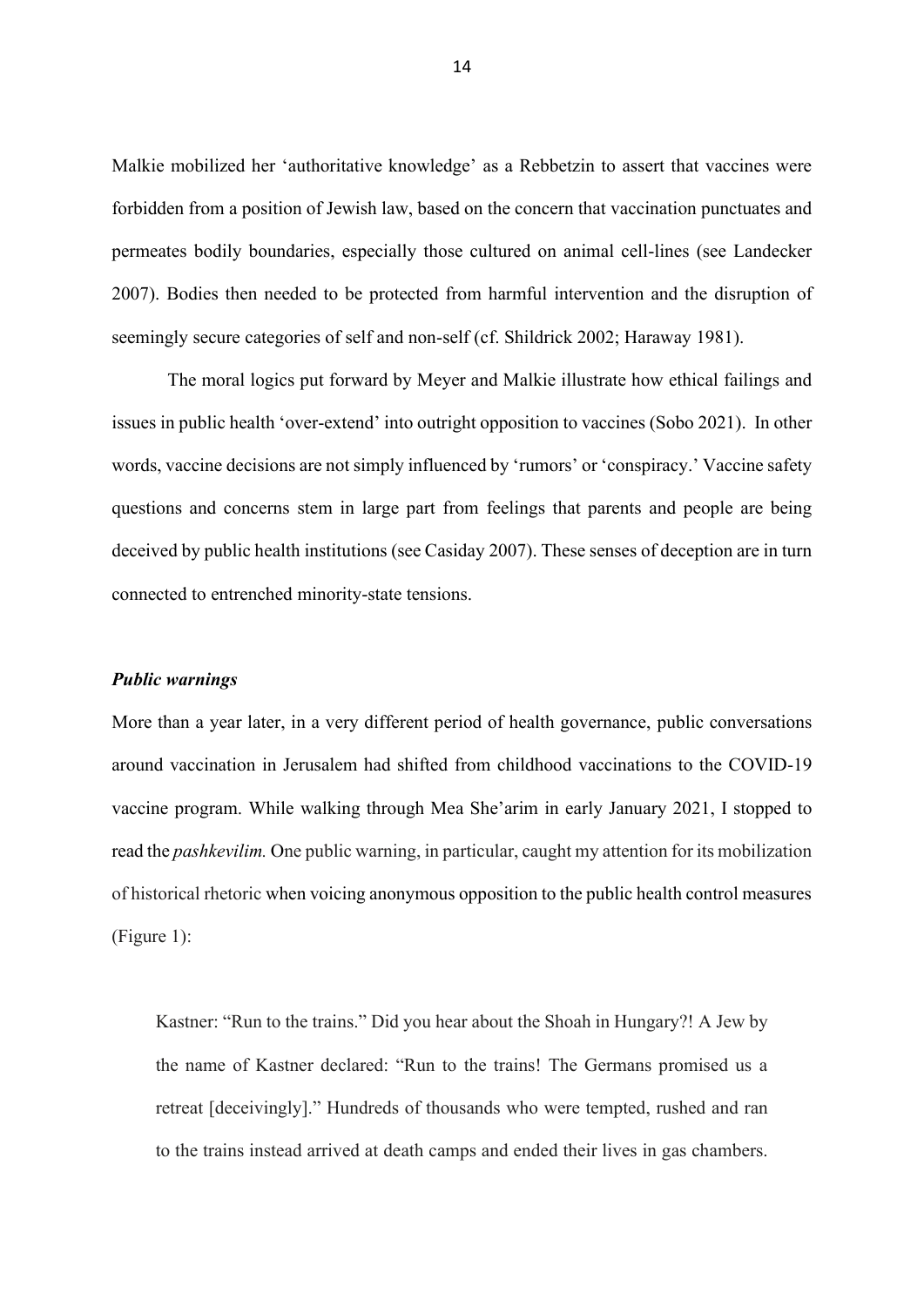Malkie mobilized her 'authoritative knowledge' as a Rebbetzin to assert that vaccines were forbidden from a position of Jewish law, based on the concern that vaccination punctuates and permeates bodily boundaries, especially those cultured on animal cell-lines (see Landecker 2007). Bodies then needed to be protected from harmful intervention and the disruption of seemingly secure categories of self and non-self (cf. Shildrick 2002; Haraway 1981).

The moral logics put forward by Meyer and Malkie illustrate how ethical failings and issues in public health 'over-extend' into outright opposition to vaccines (Sobo 2021). In other words, vaccine decisions are not simply influenced by 'rumors' or 'conspiracy.' Vaccine safety questions and concerns stem in large part from feelings that parents and people are being deceived by public health institutions (see Casiday 2007). These senses of deception are in turn connected to entrenched minority-state tensions.

### ***Public warnings***

More than a year later, in a very different period of health governance, public conversations around vaccination in Jerusalem had shifted from childhood vaccinations to the COVID-19 vaccine program. While walking through Mea She'arim in early January 2021, I stopped to read the *pashkevilim.* One public warning, in particular, caught my attention for its mobilization of historical rhetoric when voicing anonymous opposition to the public health control measures (Figure 1):

> Kastner: "Run to the trains." Did you hear about the Shoah in Hungary?! A Jew by the name of Kastner declared: "Run to the trains! The Germans promised us a retreat [deceivingly]." Hundreds of thousands who were tempted, rushed and ran to the trains instead arrived at death camps and ended their lives in gas chambers.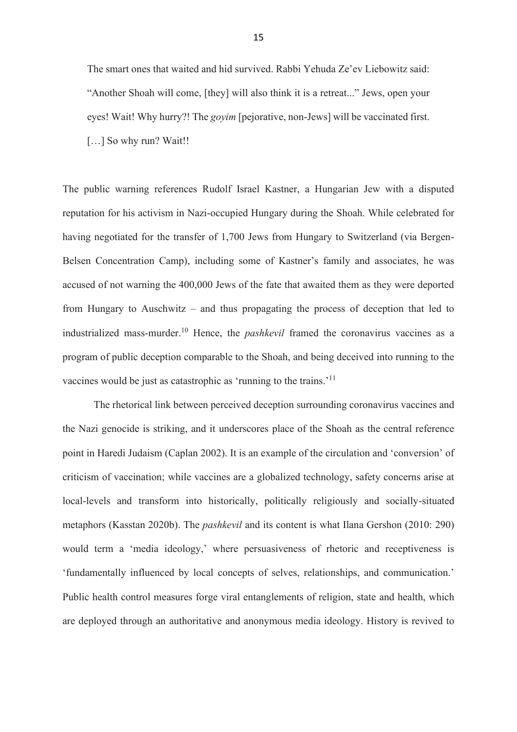> The smart ones that waited and hid survived. Rabbi Yehuda Ze'ev Liebowitz said: "Another Shoah will come, [they] will also think it is a retreat..." Jews, open your eyes! Wait! Why hurry?! The *goyim* [pejorative, non-Jews] will be vaccinated first. […] So why run? Wait!!

The public warning references Rudolf Israel Kastner, a Hungarian Jew with a disputed reputation for his activism in Nazi-occupied Hungary during the Shoah. While celebrated for having negotiated for the transfer of 1,700 Jews from Hungary to Switzerland (via Bergen-Belsen Concentration Camp), including some of Kastner's family and associates, he was accused of not warning the 400,000 Jews of the fate that awaited them as they were deported from Hungary to Auschwitz – and thus propagating the process of deception that led to industrialized mass-murder.[10] Hence, the *pashkevil* framed the coronavirus vaccines as a program of public deception comparable to the Shoah, and being deceived into running to the vaccines would be just as catastrophic as 'running to the trains.'[11]

The rhetorical link between perceived deception surrounding coronavirus vaccines and the Nazi genocide is striking, and it underscores place of the Shoah as the central reference point in Haredi Judaism (Caplan 2002). It is an example of the circulation and 'conversion' of criticism of vaccination; while vaccines are a globalized technology, safety concerns arise at local-levels and transform into historically, politically religiously and socially-situated metaphors (Kasstan 2020b). The *pashkevil* and its content is what Ilana Gershon (2010: 290) would term a 'media ideology,' where persuasiveness of rhetoric and receptiveness is 'fundamentally influenced by local concepts of selves, relationships, and communication.' Public health control measures forge viral entanglements of religion, state and health, which are deployed through an authoritative and anonymous media ideology. History is revived to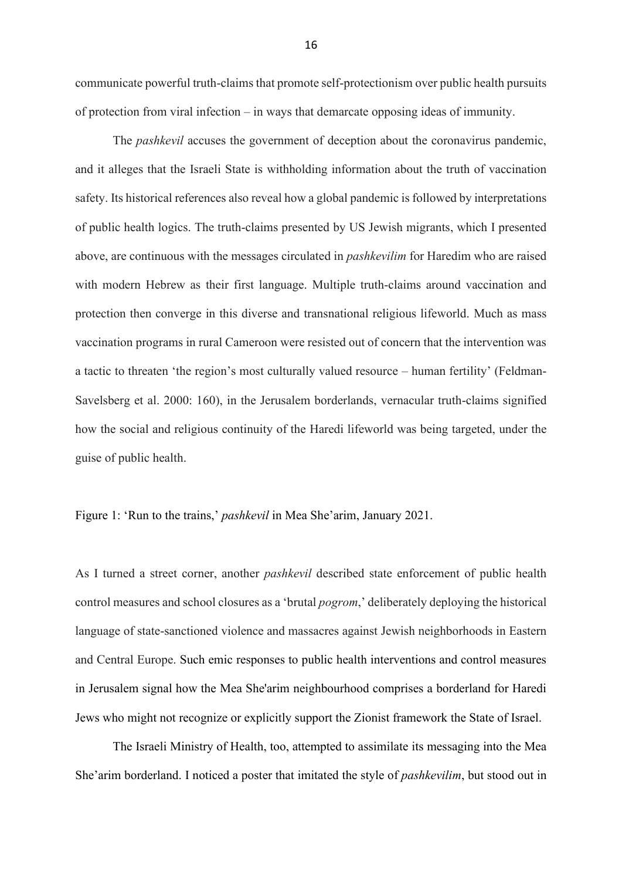communicate powerful truth-claims that promote self-protectionism over public health pursuits of protection from viral infection – in ways that demarcate opposing ideas of immunity.

The *pashkevil* accuses the government of deception about the coronavirus pandemic, and it alleges that the Israeli State is withholding information about the truth of vaccination safety. Its historical references also reveal how a global pandemic is followed by interpretations of public health logics. The truth-claims presented by US Jewish migrants, which I presented above, are continuous with the messages circulated in *pashkevilim* for Haredim who are raised with modern Hebrew as their first language. Multiple truth-claims around vaccination and protection then converge in this diverse and transnational religious lifeworld. Much as mass vaccination programs in rural Cameroon were resisted out of concern that the intervention was a tactic to threaten 'the region's most culturally valued resource – human fertility' (Feldman-Savelsberg et al. 2000: 160), in the Jerusalem borderlands, vernacular truth-claims signified how the social and religious continuity of the Haredi lifeworld was being targeted, under the guise of public health.

Figure 1: 'Run to the trains,' *pashkevil* in Mea She'arim, January 2021.

As I turned a street corner, another *pashkevil* described state enforcement of public health control measures and school closures as a 'brutal *pogrom*,' deliberately deploying the historical language of state-sanctioned violence and massacres against Jewish neighborhoods in Eastern and Central Europe. Such emic responses to public health interventions and control measures in Jerusalem signal how the Mea She'arim neighbourhood comprises a borderland for Haredi Jews who might not recognize or explicitly support the Zionist framework the State of Israel.

The Israeli Ministry of Health, too, attempted to assimilate its messaging into the Mea She'arim borderland. I noticed a poster that imitated the style of *pashkevilim*, but stood out in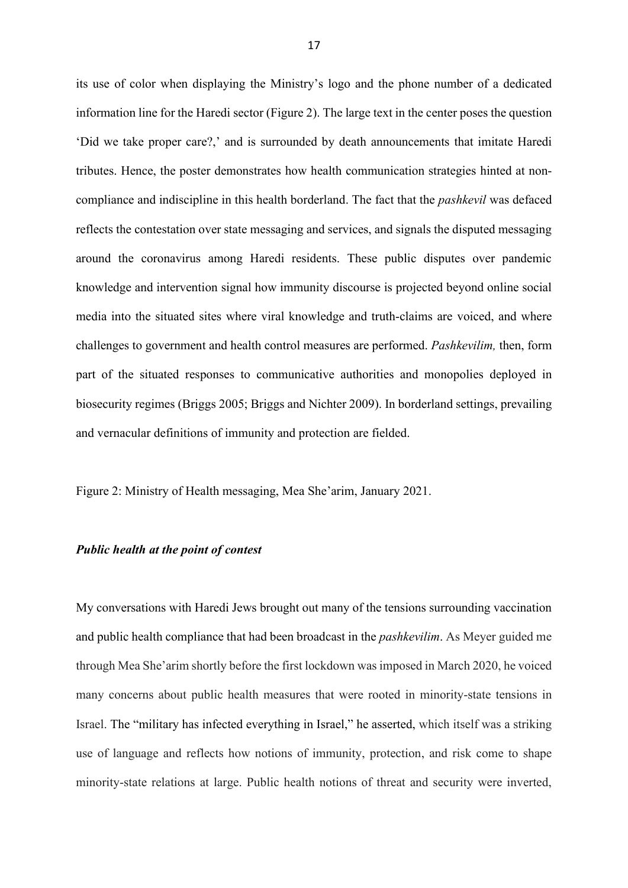its use of color when displaying the Ministry's logo and the phone number of a dedicated information line for the Haredi sector (Figure 2). The large text in the center poses the question 'Did we take proper care?,' and is surrounded by death announcements that imitate Haredi tributes. Hence, the poster demonstrates how health communication strategies hinted at non-compliance and indiscipline in this health borderland. The fact that the *pashkevil* was defaced reflects the contestation over state messaging and services, and signals the disputed messaging around the coronavirus among Haredi residents. These public disputes over pandemic knowledge and intervention signal how immunity discourse is projected beyond online social media into the situated sites where viral knowledge and truth-claims are voiced, and where challenges to government and health control measures are performed. *Pashkevilim,* then, form part of the situated responses to communicative authorities and monopolies deployed in biosecurity regimes (Briggs 2005; Briggs and Nichter 2009). In borderland settings, prevailing and vernacular definitions of immunity and protection are fielded.

Figure 2: Ministry of Health messaging, Mea She'arim, January 2021.

### ***Public health at the point of contest***

My conversations with Haredi Jews brought out many of the tensions surrounding vaccination and public health compliance that had been broadcast in the *pashkevilim*. As Meyer guided me through Mea She'arim shortly before the first lockdown was imposed in March 2020, he voiced many concerns about public health measures that were rooted in minority-state tensions in Israel. The "military has infected everything in Israel," he asserted, which itself was a striking use of language and reflects how notions of immunity, protection, and risk come to shape minority-state relations at large. Public health notions of threat and security were inverted,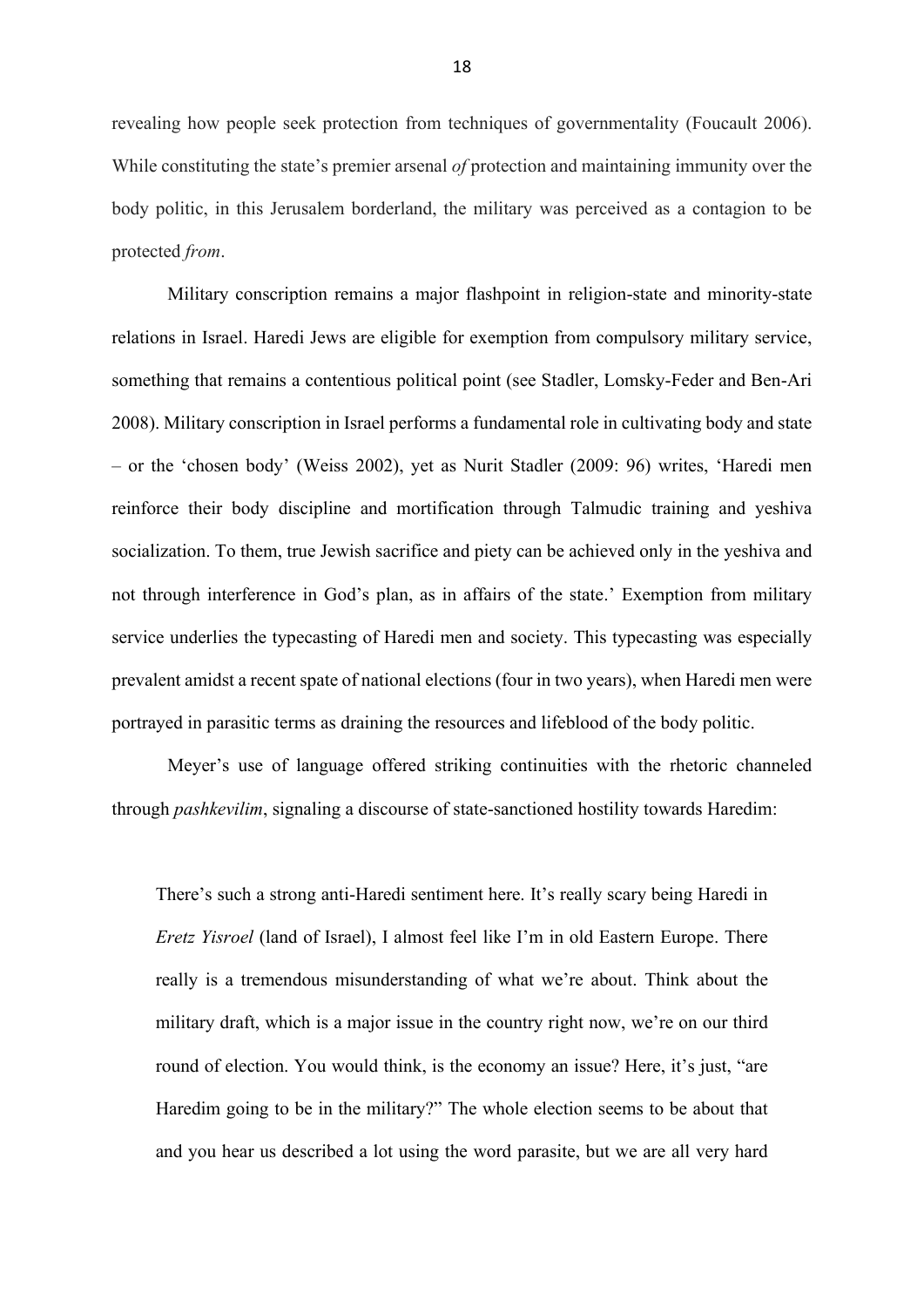revealing how people seek protection from techniques of governmentality (Foucault 2006). While constituting the state's premier arsenal *of* protection and maintaining immunity over the body politic, in this Jerusalem borderland, the military was perceived as a contagion to be protected *from*.

Military conscription remains a major flashpoint in religion-state and minority-state relations in Israel. Haredi Jews are eligible for exemption from compulsory military service, something that remains a contentious political point (see Stadler, Lomsky-Feder and Ben-Ari 2008). Military conscription in Israel performs a fundamental role in cultivating body and state – or the 'chosen body' (Weiss 2002), yet as Nurit Stadler (2009: 96) writes, 'Haredi men reinforce their body discipline and mortification through Talmudic training and yeshiva socialization. To them, true Jewish sacrifice and piety can be achieved only in the yeshiva and not through interference in God's plan, as in affairs of the state.' Exemption from military service underlies the typecasting of Haredi men and society. This typecasting was especially prevalent amidst a recent spate of national elections (four in two years), when Haredi men were portrayed in parasitic terms as draining the resources and lifeblood of the body politic.

Meyer's use of language offered striking continuities with the rhetoric channeled through *pashkevilim*, signaling a discourse of state-sanctioned hostility towards Haredim:

> There's such a strong anti-Haredi sentiment here. It's really scary being Haredi in *Eretz Yisroel* (land of Israel), I almost feel like I'm in old Eastern Europe. There really is a tremendous misunderstanding of what we're about. Think about the military draft, which is a major issue in the country right now, we're on our third round of election. You would think, is the economy an issue? Here, it's just, "are Haredim going to be in the military?" The whole election seems to be about that and you hear us described a lot using the word parasite, but we are all very hard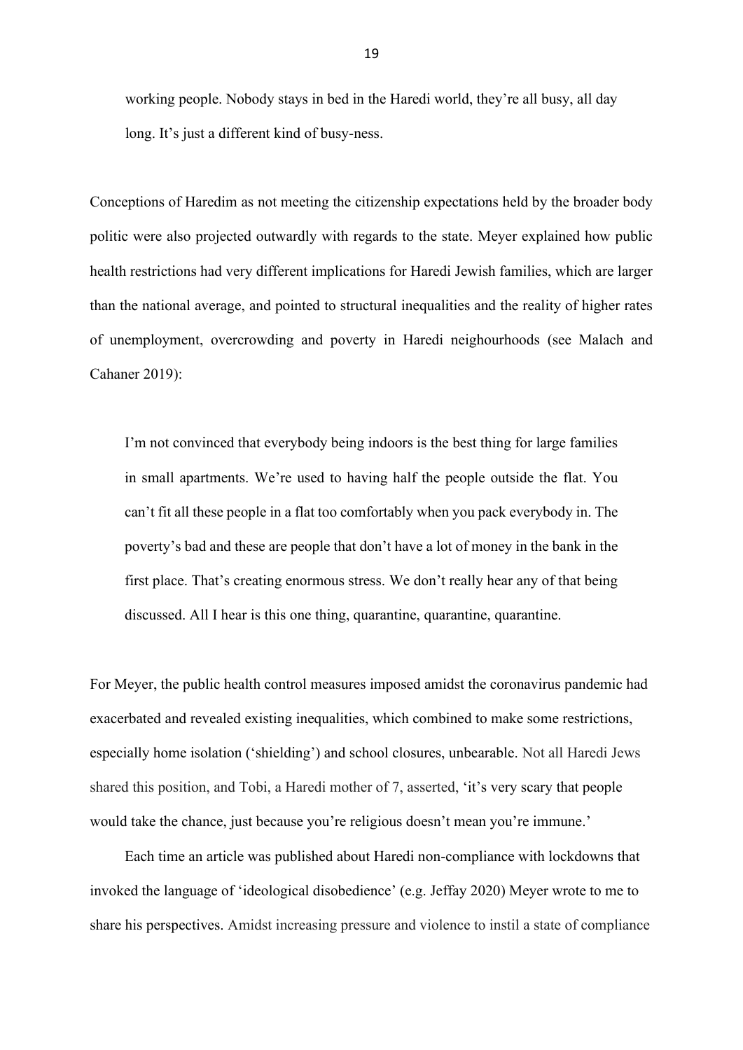> working people. Nobody stays in bed in the Haredi world, they're all busy, all day long. It's just a different kind of busy-ness.

Conceptions of Haredim as not meeting the citizenship expectations held by the broader body politic were also projected outwardly with regards to the state. Meyer explained how public health restrictions had very different implications for Haredi Jewish families, which are larger than the national average, and pointed to structural inequalities and the reality of higher rates of unemployment, overcrowding and poverty in Haredi neighourhoods (see Malach and Cahaner 2019):

> I'm not convinced that everybody being indoors is the best thing for large families in small apartments. We're used to having half the people outside the flat. You can't fit all these people in a flat too comfortably when you pack everybody in. The poverty's bad and these are people that don't have a lot of money in the bank in the first place. That's creating enormous stress. We don't really hear any of that being discussed. All I hear is this one thing, quarantine, quarantine, quarantine.

For Meyer, the public health control measures imposed amidst the coronavirus pandemic had exacerbated and revealed existing inequalities, which combined to make some restrictions, especially home isolation ('shielding') and school closures, unbearable. Not all Haredi Jews shared this position, and Tobi, a Haredi mother of 7, asserted, 'it's very scary that people would take the chance, just because you're religious doesn't mean you're immune.'

Each time an article was published about Haredi non-compliance with lockdowns that invoked the language of 'ideological disobedience' (e.g. Jeffay 2020) Meyer wrote to me to share his perspectives. Amidst increasing pressure and violence to instil a state of compliance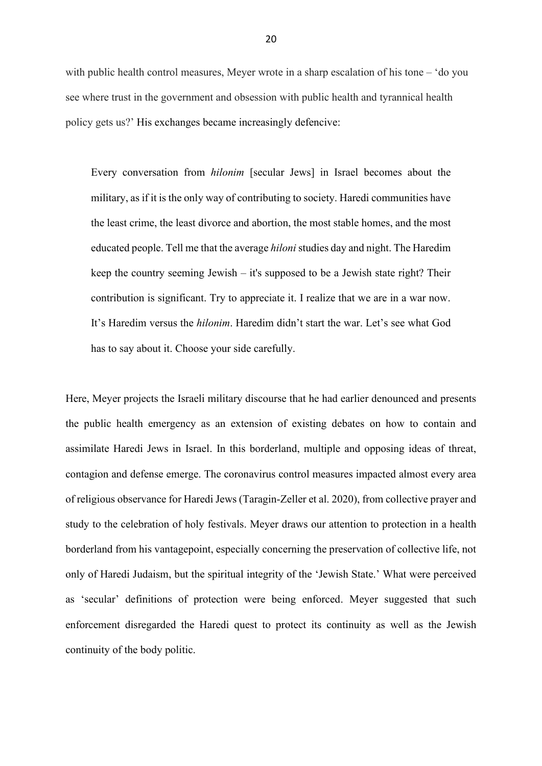with public health control measures, Meyer wrote in a sharp escalation of his tone – 'do you see where trust in the government and obsession with public health and tyrannical health policy gets us?' His exchanges became increasingly defencive:

> Every conversation from *hilonim* [secular Jews] in Israel becomes about the military, as if it is the only way of contributing to society. Haredi communities have the least crime, the least divorce and abortion, the most stable homes, and the most educated people. Tell me that the average *hiloni* studies day and night. The Haredim keep the country seeming Jewish – it's supposed to be a Jewish state right? Their contribution is significant. Try to appreciate it. I realize that we are in a war now. It's Haredim versus the *hilonim*. Haredim didn't start the war. Let's see what God has to say about it. Choose your side carefully.

Here, Meyer projects the Israeli military discourse that he had earlier denounced and presents the public health emergency as an extension of existing debates on how to contain and assimilate Haredi Jews in Israel. In this borderland, multiple and opposing ideas of threat, contagion and defense emerge. The coronavirus control measures impacted almost every area of religious observance for Haredi Jews (Taragin-Zeller et al. 2020), from collective prayer and study to the celebration of holy festivals. Meyer draws our attention to protection in a health borderland from his vantagepoint, especially concerning the preservation of collective life, not only of Haredi Judaism, but the spiritual integrity of the 'Jewish State.' What were perceived as 'secular' definitions of protection were being enforced. Meyer suggested that such enforcement disregarded the Haredi quest to protect its continuity as well as the Jewish continuity of the body politic.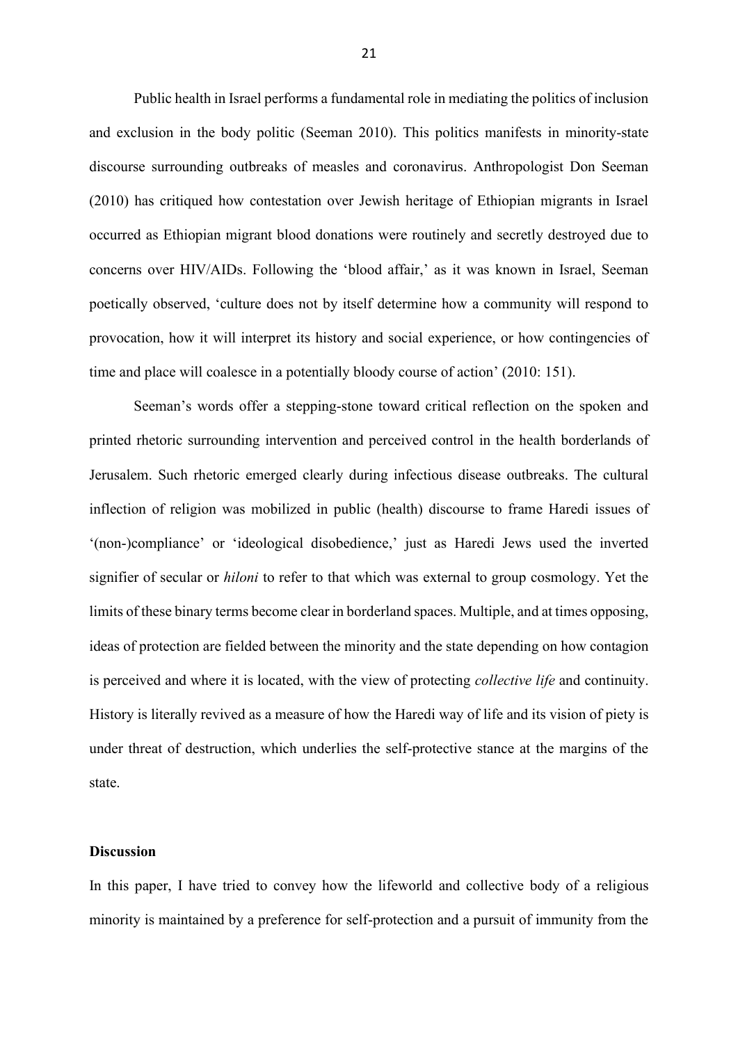Public health in Israel performs a fundamental role in mediating the politics of inclusion and exclusion in the body politic (Seeman 2010). This politics manifests in minority-state discourse surrounding outbreaks of measles and coronavirus. Anthropologist Don Seeman (2010) has critiqued how contestation over Jewish heritage of Ethiopian migrants in Israel occurred as Ethiopian migrant blood donations were routinely and secretly destroyed due to concerns over HIV/AIDs. Following the 'blood affair,' as it was known in Israel, Seeman poetically observed, 'culture does not by itself determine how a community will respond to provocation, how it will interpret its history and social experience, or how contingencies of time and place will coalesce in a potentially bloody course of action' (2010: 151).

Seeman's words offer a stepping-stone toward critical reflection on the spoken and printed rhetoric surrounding intervention and perceived control in the health borderlands of Jerusalem. Such rhetoric emerged clearly during infectious disease outbreaks. The cultural inflection of religion was mobilized in public (health) discourse to frame Haredi issues of '(non-)compliance' or 'ideological disobedience,' just as Haredi Jews used the inverted signifier of secular or *hiloni* to refer to that which was external to group cosmology. Yet the limits of these binary terms become clear in borderland spaces. Multiple, and at times opposing, ideas of protection are fielded between the minority and the state depending on how contagion is perceived and where it is located, with the view of protecting *collective life* and continuity. History is literally revived as a measure of how the Haredi way of life and its vision of piety is under threat of destruction, which underlies the self-protective stance at the margins of the state.

**Discussion**

In this paper, I have tried to convey how the lifeworld and collective body of a religious minority is maintained by a preference for self-protection and a pursuit of immunity from the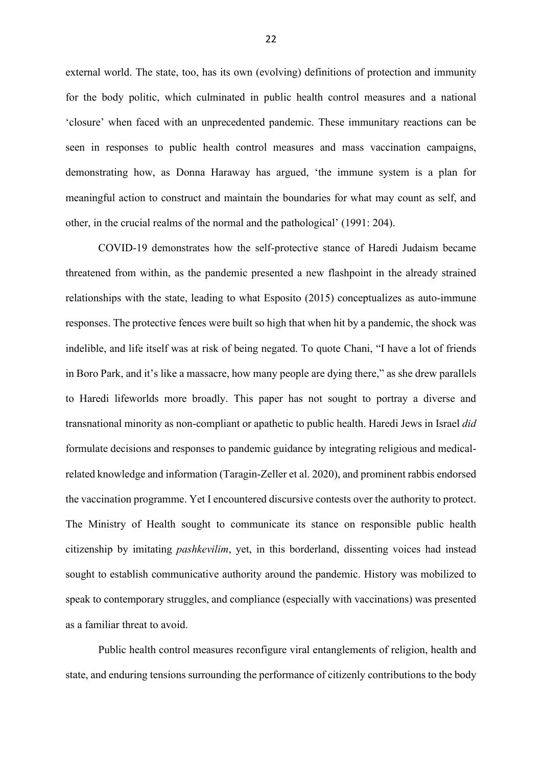external world. The state, too, has its own (evolving) definitions of protection and immunity for the body politic, which culminated in public health control measures and a national 'closure' when faced with an unprecedented pandemic. These immunitary reactions can be seen in responses to public health control measures and mass vaccination campaigns, demonstrating how, as Donna Haraway has argued, 'the immune system is a plan for meaningful action to construct and maintain the boundaries for what may count as self, and other, in the crucial realms of the normal and the pathological' (1991: 204).

COVID-19 demonstrates how the self-protective stance of Haredi Judaism became threatened from within, as the pandemic presented a new flashpoint in the already strained relationships with the state, leading to what Esposito (2015) conceptualizes as auto-immune responses. The protective fences were built so high that when hit by a pandemic, the shock was indelible, and life itself was at risk of being negated. To quote Chani, "I have a lot of friends in Boro Park, and it's like a massacre, how many people are dying there," as she drew parallels to Haredi lifeworlds more broadly. This paper has not sought to portray a diverse and transnational minority as non-compliant or apathetic to public health. Haredi Jews in Israel *did* formulate decisions and responses to pandemic guidance by integrating religious and medical-related knowledge and information (Taragin-Zeller et al. 2020), and prominent rabbis endorsed the vaccination programme. Yet I encountered discursive contests over the authority to protect. The Ministry of Health sought to communicate its stance on responsible public health citizenship by imitating *pashkevilim*, yet, in this borderland, dissenting voices had instead sought to establish communicative authority around the pandemic. History was mobilized to speak to contemporary struggles, and compliance (especially with vaccinations) was presented as a familiar threat to avoid.

Public health control measures reconfigure viral entanglements of religion, health and state, and enduring tensions surrounding the performance of citizenly contributions to the body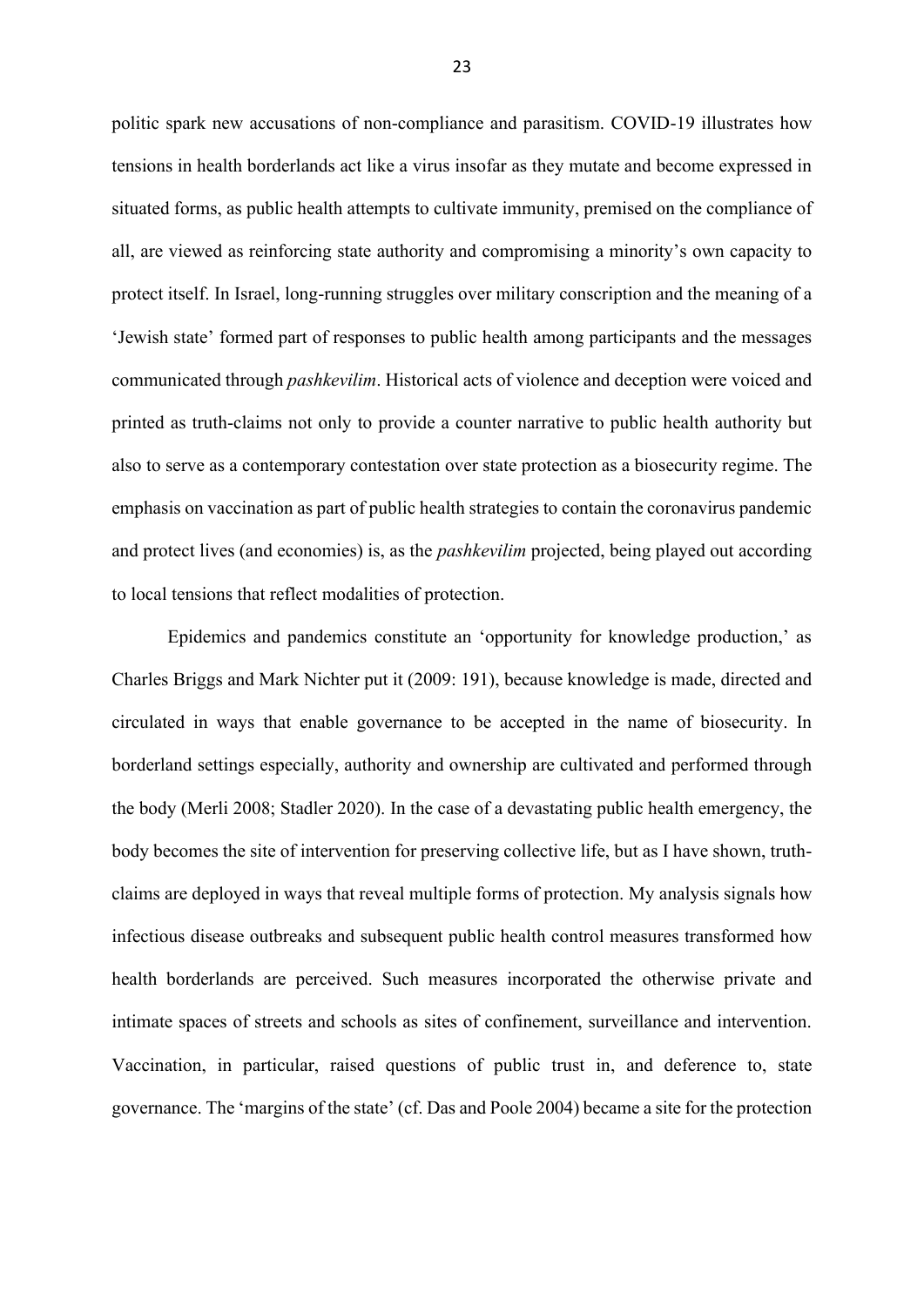politic spark new accusations of non-compliance and parasitism. COVID-19 illustrates how tensions in health borderlands act like a virus insofar as they mutate and become expressed in situated forms, as public health attempts to cultivate immunity, premised on the compliance of all, are viewed as reinforcing state authority and compromising a minority's own capacity to protect itself. In Israel, long-running struggles over military conscription and the meaning of a 'Jewish state' formed part of responses to public health among participants and the messages communicated through *pashkevilim*. Historical acts of violence and deception were voiced and printed as truth-claims not only to provide a counter narrative to public health authority but also to serve as a contemporary contestation over state protection as a biosecurity regime. The emphasis on vaccination as part of public health strategies to contain the coronavirus pandemic and protect lives (and economies) is, as the *pashkevilim* projected, being played out according to local tensions that reflect modalities of protection.

Epidemics and pandemics constitute an 'opportunity for knowledge production,' as Charles Briggs and Mark Nichter put it (2009: 191), because knowledge is made, directed and circulated in ways that enable governance to be accepted in the name of biosecurity. In borderland settings especially, authority and ownership are cultivated and performed through the body (Merli 2008; Stadler 2020). In the case of a devastating public health emergency, the body becomes the site of intervention for preserving collective life, but as I have shown, truth-claims are deployed in ways that reveal multiple forms of protection. My analysis signals how infectious disease outbreaks and subsequent public health control measures transformed how health borderlands are perceived. Such measures incorporated the otherwise private and intimate spaces of streets and schools as sites of confinement, surveillance and intervention. Vaccination, in particular, raised questions of public trust in, and deference to, state governance. The 'margins of the state' (cf. Das and Poole 2004) became a site for the protection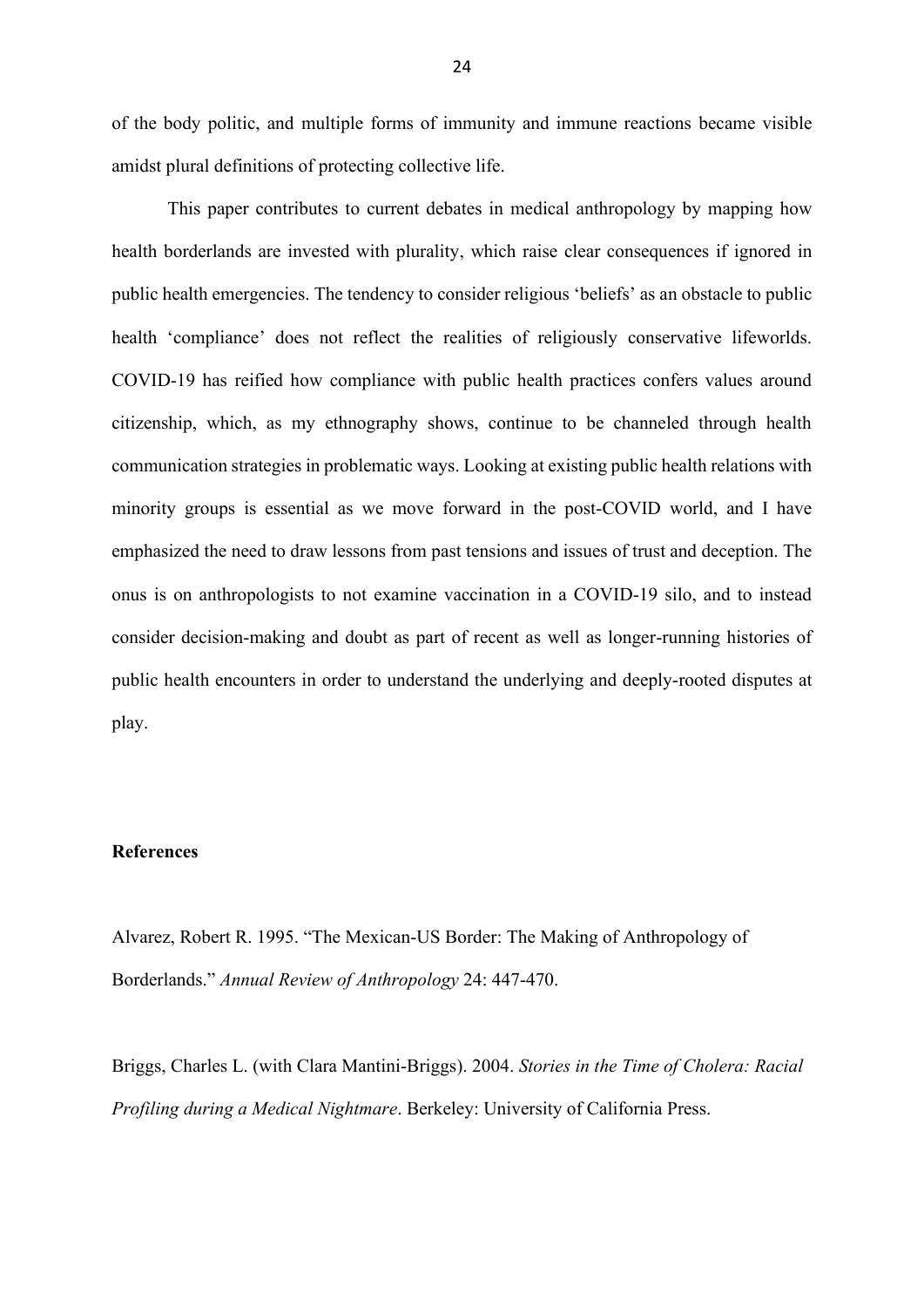of the body politic, and multiple forms of immunity and immune reactions became visible amidst plural definitions of protecting collective life.

This paper contributes to current debates in medical anthropology by mapping how health borderlands are invested with plurality, which raise clear consequences if ignored in public health emergencies. The tendency to consider religious 'beliefs' as an obstacle to public health 'compliance' does not reflect the realities of religiously conservative lifeworlds. COVID-19 has reified how compliance with public health practices confers values around citizenship, which, as my ethnography shows, continue to be channeled through health communication strategies in problematic ways. Looking at existing public health relations with minority groups is essential as we move forward in the post-COVID world, and I have emphasized the need to draw lessons from past tensions and issues of trust and deception. The onus is on anthropologists to not examine vaccination in a COVID-19 silo, and to instead consider decision-making and doubt as part of recent as well as longer-running histories of public health encounters in order to understand the underlying and deeply-rooted disputes at play.

**References**

Alvarez, Robert R. 1995. "The Mexican-US Border: The Making of Anthropology of Borderlands." *Annual Review of Anthropology* 24: 447-470.

Briggs, Charles L. (with Clara Mantini-Briggs). 2004. *Stories in the Time of Cholera: Racial Profiling during a Medical Nightmare*. Berkeley: University of California Press.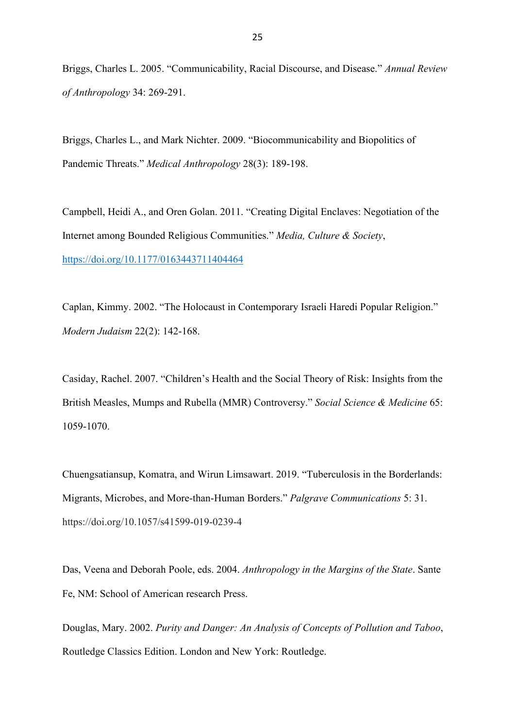Briggs, Charles L. 2005. "Communicability, Racial Discourse, and Disease." *Annual Review of Anthropology* 34: 269-291.

Briggs, Charles L., and Mark Nichter. 2009. "Biocommunicability and Biopolitics of Pandemic Threats." *Medical Anthropology* 28(3): 189-198.

Campbell, Heidi A., and Oren Golan. 2011. "Creating Digital Enclaves: Negotiation of the Internet among Bounded Religious Communities." *Media, Culture & Society*, https://doi.org/10.1177/0163443711404464

Caplan, Kimmy. 2002. "The Holocaust in Contemporary Israeli Haredi Popular Religion." *Modern Judaism* 22(2): 142-168.

Casiday, Rachel. 2007. "Children's Health and the Social Theory of Risk: Insights from the British Measles, Mumps and Rubella (MMR) Controversy." *Social Science & Medicine* 65: 1059-1070.

Chuengsatiansup, Komatra, and Wirun Limsawart. 2019. "Tuberculosis in the Borderlands: Migrants, Microbes, and More-than-Human Borders." *Palgrave Communications* 5: 31. https://doi.org/10.1057/s41599-019-0239-4

Das, Veena and Deborah Poole, eds. 2004. *Anthropology in the Margins of the State*. Sante Fe, NM: School of American research Press.

Douglas, Mary. 2002. *Purity and Danger: An Analysis of Concepts of Pollution and Taboo*, Routledge Classics Edition. London and New York: Routledge.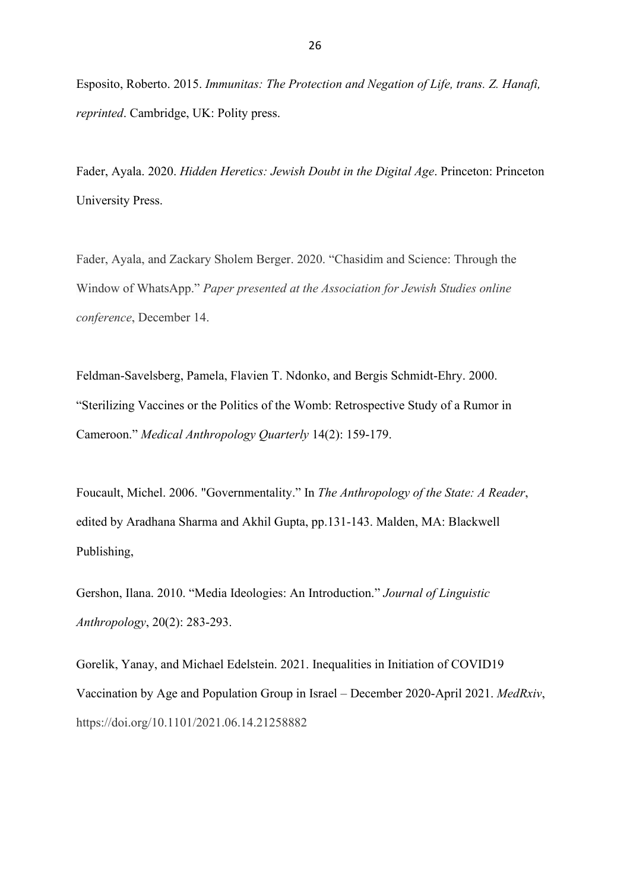Esposito, Roberto. 2015. *Immunitas: The Protection and Negation of Life, trans. Z. Hanafi, reprinted*. Cambridge, UK: Polity press.

Fader, Ayala. 2020. *Hidden Heretics: Jewish Doubt in the Digital Age*. Princeton: Princeton University Press.

Fader, Ayala, and Zackary Sholem Berger. 2020. "Chasidim and Science: Through the Window of WhatsApp." *Paper presented at the Association for Jewish Studies online conference*, December 14.

Feldman-Savelsberg, Pamela, Flavien T. Ndonko, and Bergis Schmidt-Ehry. 2000. "Sterilizing Vaccines or the Politics of the Womb: Retrospective Study of a Rumor in Cameroon." *Medical Anthropology Quarterly* 14(2): 159-179.

Foucault, Michel. 2006. "Governmentality." In *The Anthropology of the State: A Reader*, edited by Aradhana Sharma and Akhil Gupta, pp.131-143. Malden, MA: Blackwell Publishing,

Gershon, Ilana. 2010. "Media Ideologies: An Introduction." *Journal of Linguistic Anthropology*, 20(2): 283-293.

Gorelik, Yanay, and Michael Edelstein. 2021. Inequalities in Initiation of COVID19 Vaccination by Age and Population Group in Israel – December 2020-April 2021. *MedRxiv*, https://doi.org/10.1101/2021.06.14.21258882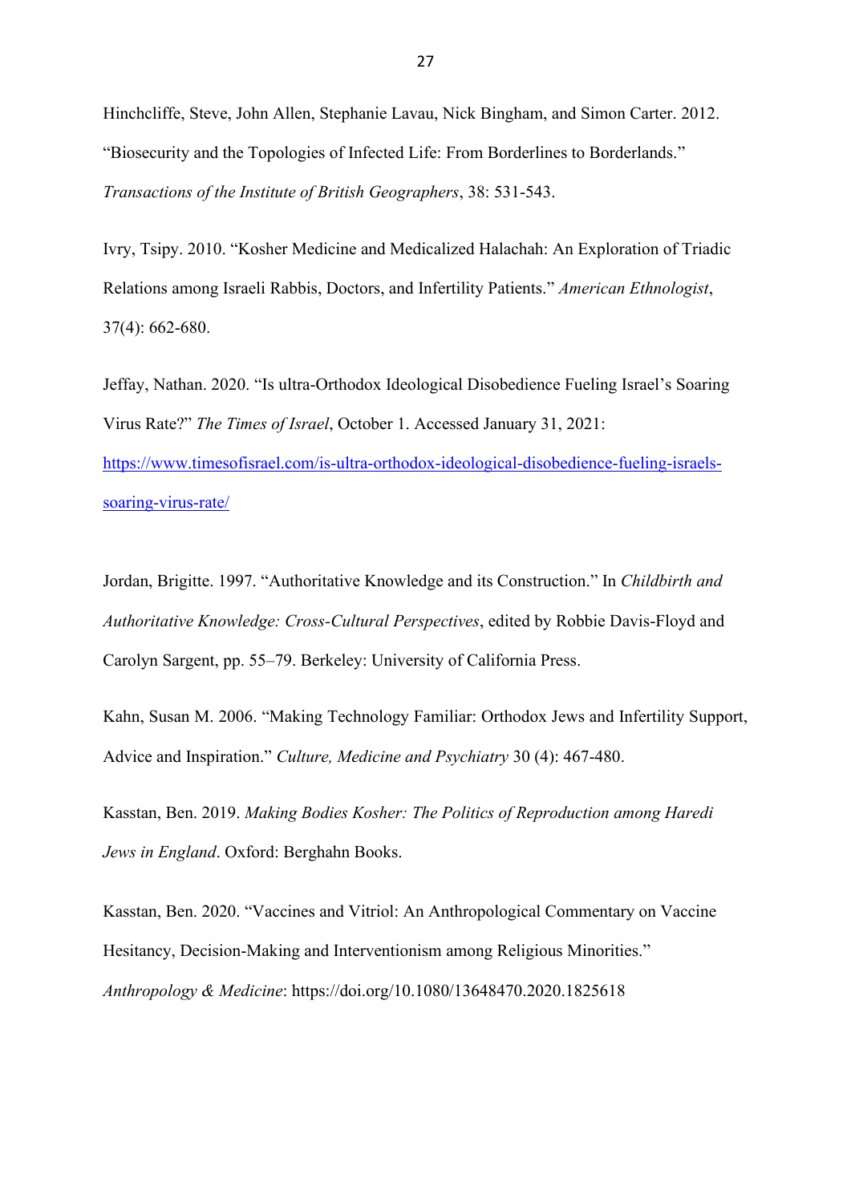Hinchcliffe, Steve, John Allen, Stephanie Lavau, Nick Bingham, and Simon Carter. 2012. "Biosecurity and the Topologies of Infected Life: From Borderlines to Borderlands." *Transactions of the Institute of British Geographers*, 38: 531-543.

Ivry, Tsipy. 2010. "Kosher Medicine and Medicalized Halachah: An Exploration of Triadic Relations among Israeli Rabbis, Doctors, and Infertility Patients." *American Ethnologist*, 37(4): 662-680.

Jeffay, Nathan. 2020. "Is ultra-Orthodox Ideological Disobedience Fueling Israel's Soaring Virus Rate?" *The Times of Israel*, October 1. Accessed January 31, 2021: [https://www.timesofisrael.com/is-ultra-orthodox-ideological-disobedience-fueling-israels-soaring-virus-rate/](https://www.timesofisrael.com/is-ultra-orthodox-ideological-disobedience-fueling-israels-soaring-virus-rate/)

Jordan, Brigitte. 1997. "Authoritative Knowledge and its Construction." In *Childbirth and Authoritative Knowledge: Cross-Cultural Perspectives*, edited by Robbie Davis-Floyd and Carolyn Sargent, pp. 55–79. Berkeley: University of California Press.

Kahn, Susan M. 2006. "Making Technology Familiar: Orthodox Jews and Infertility Support, Advice and Inspiration." *Culture, Medicine and Psychiatry* 30 (4): 467-480.

Kasstan, Ben. 2019. *Making Bodies Kosher: The Politics of Reproduction among Haredi Jews in England*. Oxford: Berghahn Books.

Kasstan, Ben. 2020. "Vaccines and Vitriol: An Anthropological Commentary on Vaccine Hesitancy, Decision-Making and Interventionism among Religious Minorities." *Anthropology & Medicine*: https://doi.org/10.1080/13648470.2020.1825618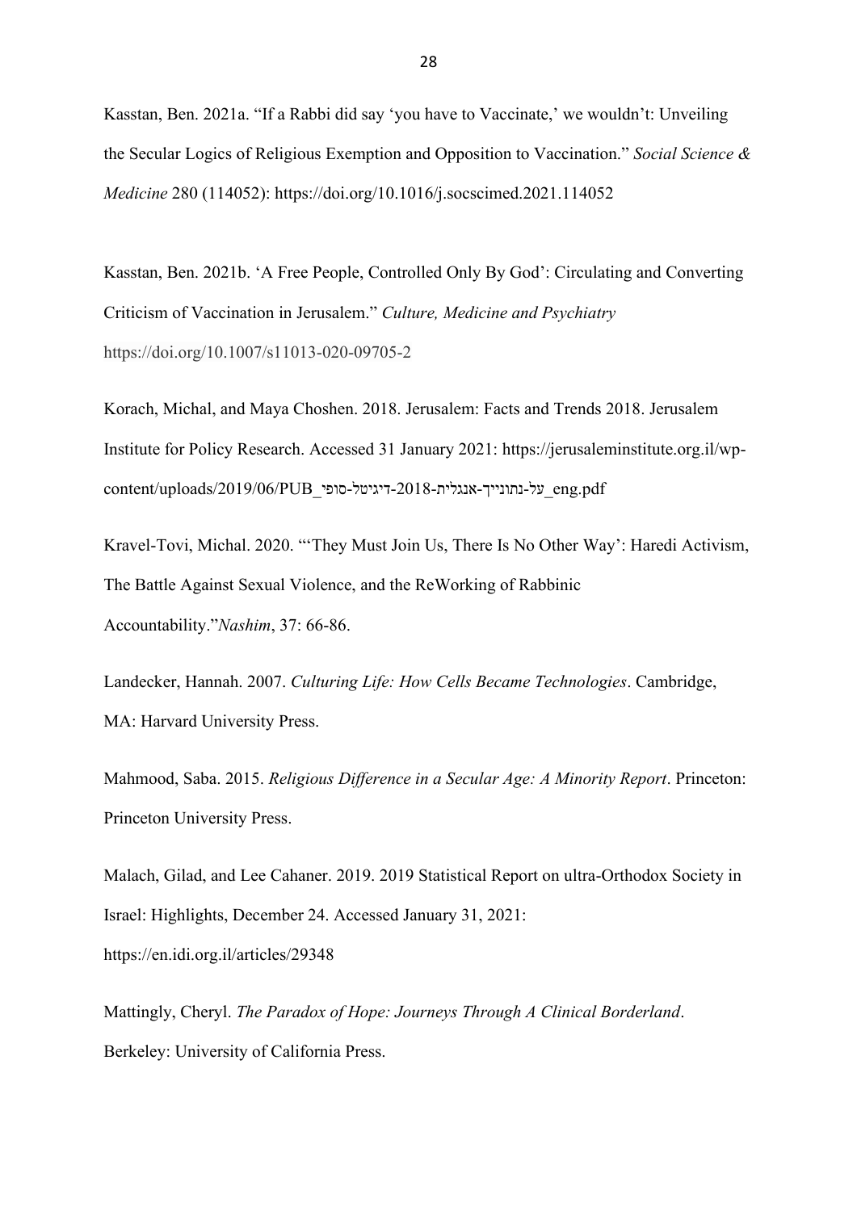Kasstan, Ben. 2021a. "If a Rabbi did say 'you have to Vaccinate,' we wouldn't: Unveiling the Secular Logics of Religious Exemption and Opposition to Vaccination." *Social Science & Medicine* 280 (114052): https://doi.org/10.1016/j.socscimed.2021.114052

Kasstan, Ben. 2021b. 'A Free People, Controlled Only By God': Circulating and Converting Criticism of Vaccination in Jerusalem." *Culture, Medicine and Psychiatry* https://doi.org/10.1007/s11013-020-09705-2

Korach, Michal, and Maya Choshen. 2018. Jerusalem: Facts and Trends 2018. Jerusalem Institute for Policy Research. Accessed 31 January 2021: https://jerusaleminstitute.org.il/wp-content/uploads/2019/06/PUB_על-נתונייך-אנגלית-2018-דיגיטל-סופי_eng.pdf

Kravel-Tovi, Michal. 2020. "'They Must Join Us, There Is No Other Way': Haredi Activism, The Battle Against Sexual Violence, and the ReWorking of Rabbinic Accountability."*Nashim*, 37: 66-86.

Landecker, Hannah. 2007. *Culturing Life: How Cells Became Technologies*. Cambridge, MA: Harvard University Press.

Mahmood, Saba. 2015. *Religious Difference in a Secular Age: A Minority Report*. Princeton: Princeton University Press.

Malach, Gilad, and Lee Cahaner. 2019. 2019 Statistical Report on ultra-Orthodox Society in Israel: Highlights, December 24. Accessed January 31, 2021: https://en.idi.org.il/articles/29348

Mattingly, Cheryl. *The Paradox of Hope: Journeys Through A Clinical Borderland*. Berkeley: University of California Press.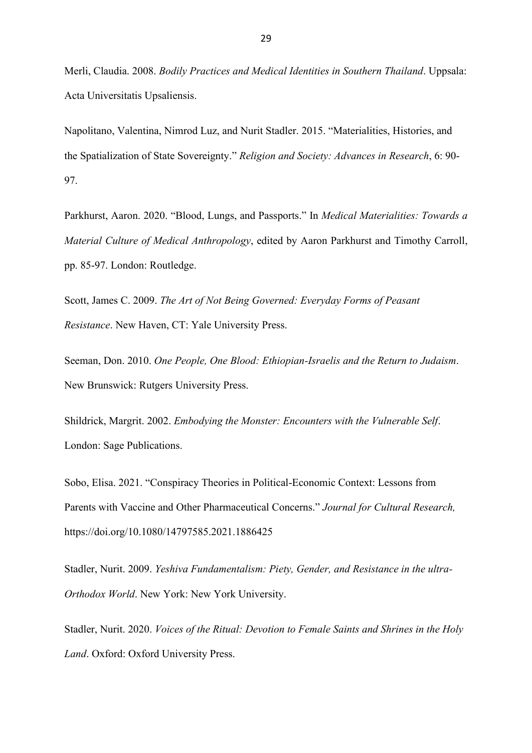Merli, Claudia. 2008. *Bodily Practices and Medical Identities in Southern Thailand*. Uppsala: Acta Universitatis Upsaliensis.

Napolitano, Valentina, Nimrod Luz, and Nurit Stadler. 2015. "Materialities, Histories, and the Spatialization of State Sovereignty." *Religion and Society: Advances in Research*, 6: 90-97.

Parkhurst, Aaron. 2020. "Blood, Lungs, and Passports." In *Medical Materialities: Towards a Material Culture of Medical Anthropology*, edited by Aaron Parkhurst and Timothy Carroll, pp. 85-97. London: Routledge.

Scott, James C. 2009. *The Art of Not Being Governed: Everyday Forms of Peasant Resistance*. New Haven, CT: Yale University Press.

Seeman, Don. 2010. *One People, One Blood: Ethiopian-Israelis and the Return to Judaism*. New Brunswick: Rutgers University Press.

Shildrick, Margrit. 2002. *Embodying the Monster: Encounters with the Vulnerable Self*. London: Sage Publications.

Sobo, Elisa. 2021. "Conspiracy Theories in Political-Economic Context: Lessons from Parents with Vaccine and Other Pharmaceutical Concerns." *Journal for Cultural Research,* https://doi.org/10.1080/14797585.2021.1886425

Stadler, Nurit. 2009. *Yeshiva Fundamentalism: Piety, Gender, and Resistance in the ultra-Orthodox World*. New York: New York University.

Stadler, Nurit. 2020. *Voices of the Ritual: Devotion to Female Saints and Shrines in the Holy Land*. Oxford: Oxford University Press.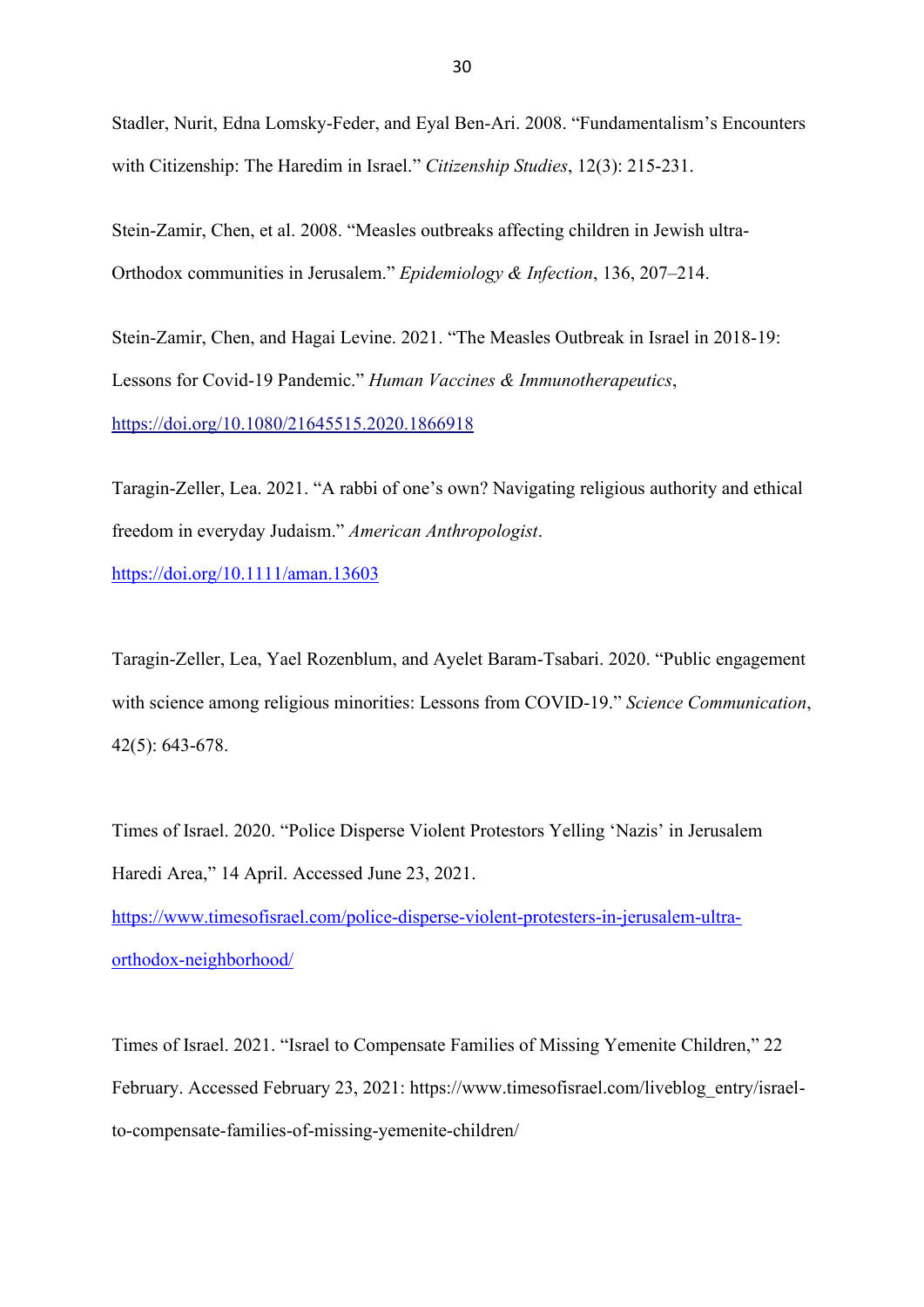Stadler, Nurit, Edna Lomsky-Feder, and Eyal Ben-Ari. 2008. "Fundamentalism's Encounters with Citizenship: The Haredim in Israel." *Citizenship Studies*, 12(3): 215-231.

Stein-Zamir, Chen, et al. 2008. "Measles outbreaks affecting children in Jewish ultra-Orthodox communities in Jerusalem." *Epidemiology & Infection*, 136, 207–214.

Stein-Zamir, Chen, and Hagai Levine. 2021. "The Measles Outbreak in Israel in 2018-19: Lessons for Covid-19 Pandemic." *Human Vaccines & Immunotherapeutics*, https://doi.org/10.1080/21645515.2020.1866918

Taragin-Zeller, Lea. 2021. "A rabbi of one's own? Navigating religious authority and ethical freedom in everyday Judaism." *American Anthropologist*. https://doi.org/10.1111/aman.13603

Taragin-Zeller, Lea, Yael Rozenblum, and Ayelet Baram-Tsabari. 2020. "Public engagement with science among religious minorities: Lessons from COVID-19." *Science Communication*, 42(5): 643-678.

Times of Israel. 2020. "Police Disperse Violent Protestors Yelling 'Nazis' in Jerusalem Haredi Area," 14 April. Accessed June 23, 2021. https://www.timesofisrael.com/police-disperse-violent-protesters-in-jerusalem-ultra-orthodox-neighborhood/

Times of Israel. 2021. "Israel to Compensate Families of Missing Yemenite Children," 22 February. Accessed February 23, 2021: https://www.timesofisrael.com/liveblog_entry/israel-to-compensate-families-of-missing-yemenite-children/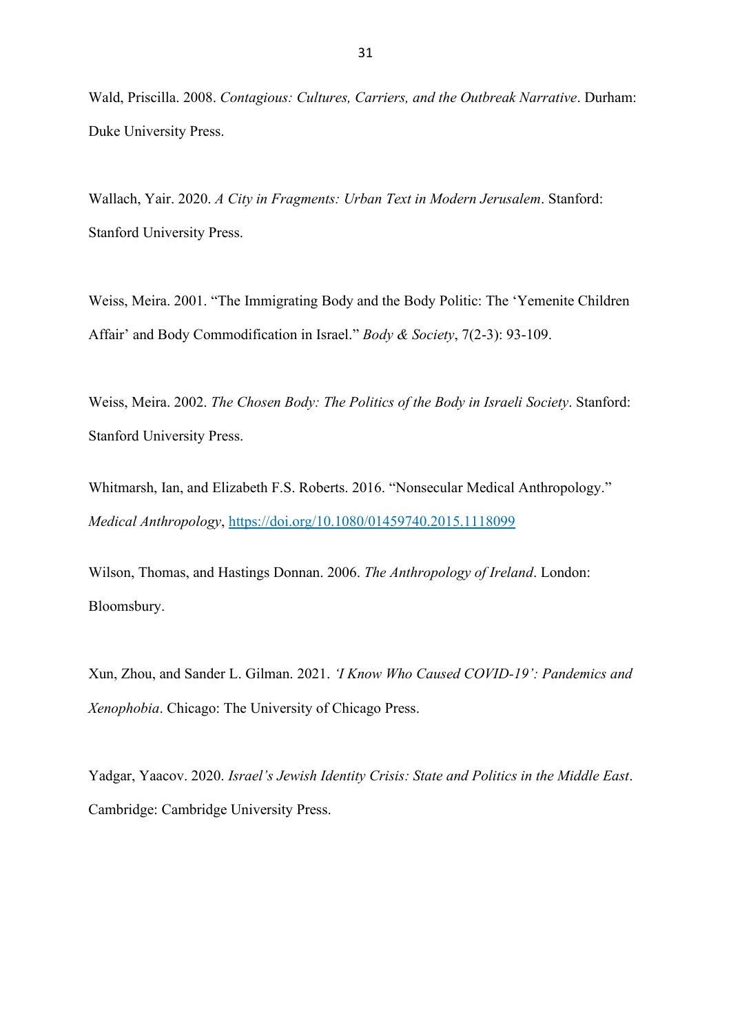Wald, Priscilla. 2008. *Contagious: Cultures, Carriers, and the Outbreak Narrative*. Durham: Duke University Press.

Wallach, Yair. 2020. *A City in Fragments: Urban Text in Modern Jerusalem*. Stanford: Stanford University Press.

Weiss, Meira. 2001. "The Immigrating Body and the Body Politic: The 'Yemenite Children Affair' and Body Commodification in Israel." *Body & Society*, 7(2-3): 93-109.

Weiss, Meira. 2002. *The Chosen Body: The Politics of the Body in Israeli Society*. Stanford: Stanford University Press.

Whitmarsh, Ian, and Elizabeth F.S. Roberts. 2016. "Nonsecular Medical Anthropology." *Medical Anthropology*, https://doi.org/10.1080/01459740.2015.1118099

Wilson, Thomas, and Hastings Donnan. 2006. *The Anthropology of Ireland*. London: Bloomsbury.

Xun, Zhou, and Sander L. Gilman. 2021. *'I Know Who Caused COVID-19': Pandemics and Xenophobia*. Chicago: The University of Chicago Press.

Yadgar, Yaacov. 2020. *Israel's Jewish Identity Crisis: State and Politics in the Middle East*. Cambridge: Cambridge University Press.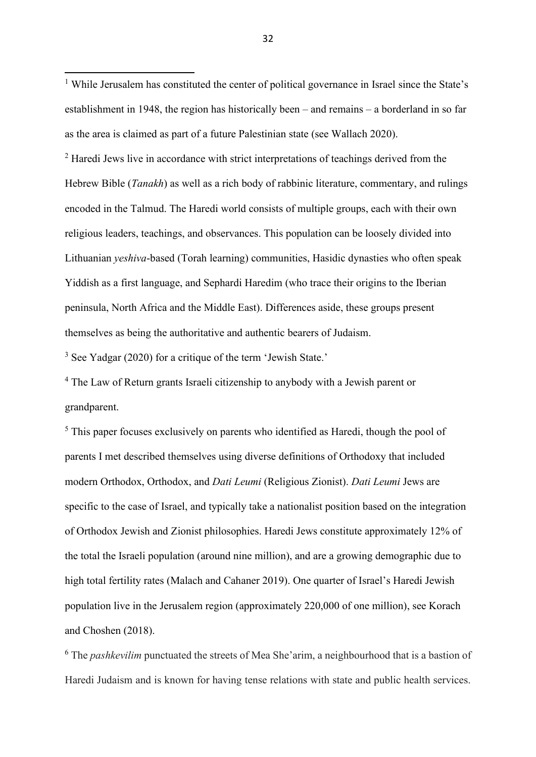[1] While Jerusalem has constituted the center of political governance in Israel since the State's establishment in 1948, the region has historically been – and remains – a borderland in so far as the area is claimed as part of a future Palestinian state (see Wallach 2020).

[2] Haredi Jews live in accordance with strict interpretations of teachings derived from the Hebrew Bible (*Tanakh*) as well as a rich body of rabbinic literature, commentary, and rulings encoded in the Talmud. The Haredi world consists of multiple groups, each with their own religious leaders, teachings, and observances. This population can be loosely divided into Lithuanian *yeshiva*-based (Torah learning) communities, Hasidic dynasties who often speak Yiddish as a first language, and Sephardi Haredim (who trace their origins to the Iberian peninsula, North Africa and the Middle East). Differences aside, these groups present themselves as being the authoritative and authentic bearers of Judaism.

[3] See Yadgar (2020) for a critique of the term 'Jewish State.'

[4] The Law of Return grants Israeli citizenship to anybody with a Jewish parent or grandparent.

[5] This paper focuses exclusively on parents who identified as Haredi, though the pool of parents I met described themselves using diverse definitions of Orthodoxy that included modern Orthodox, Orthodox, and *Dati Leumi* (Religious Zionist). *Dati Leumi* Jews are specific to the case of Israel, and typically take a nationalist position based on the integration of Orthodox Jewish and Zionist philosophies. Haredi Jews constitute approximately 12% of the total the Israeli population (around nine million), and are a growing demographic due to high total fertility rates (Malach and Cahaner 2019). One quarter of Israel's Haredi Jewish population live in the Jerusalem region (approximately 220,000 of one million), see Korach and Choshen (2018).

[6] The *pashkevilim* punctuated the streets of Mea She'arim, a neighbourhood that is a bastion of Haredi Judaism and is known for having tense relations with state and public health services.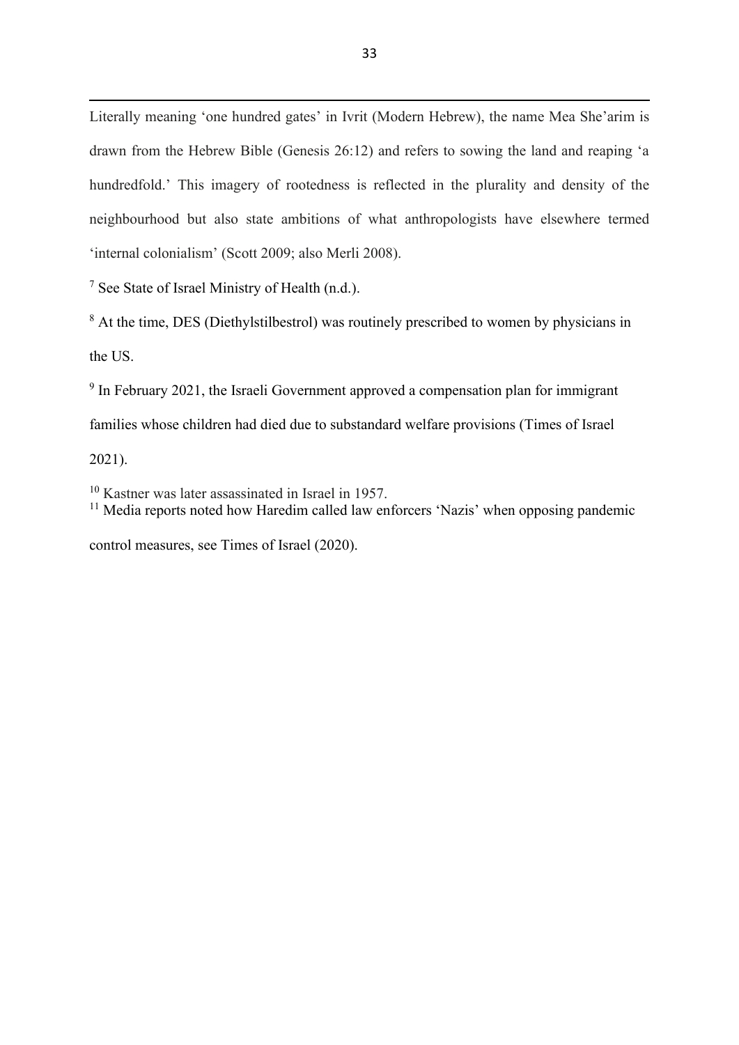Literally meaning 'one hundred gates' in Ivrit (Modern Hebrew), the name Mea She'arim is drawn from the Hebrew Bible (Genesis 26:12) and refers to sowing the land and reaping 'a hundredfold.' This imagery of rootedness is reflected in the plurality and density of the neighbourhood but also state ambitions of what anthropologists have elsewhere termed 'internal colonialism' (Scott 2009; also Merli 2008).

[7] See State of Israel Ministry of Health (n.d.).

[8] At the time, DES (Diethylstilbestrol) was routinely prescribed to women by physicians in the US.

[9] In February 2021, the Israeli Government approved a compensation plan for immigrant families whose children had died due to substandard welfare provisions (Times of Israel 2021).

[10] Kastner was later assassinated in Israel in 1957.

[11] Media reports noted how Haredim called law enforcers 'Nazis' when opposing pandemic control measures, see Times of Israel (2020).